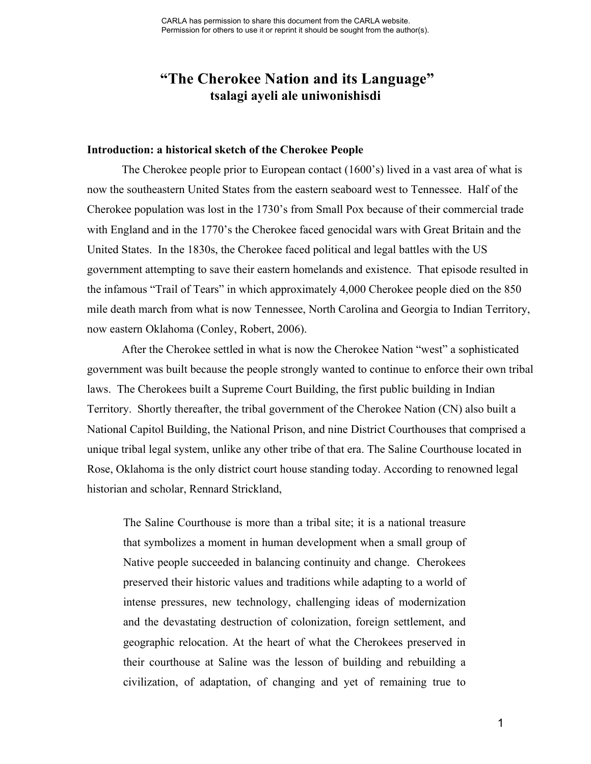CARLA has permission to share this document from the CARLA website.
Permission for others to use it or reprint it should be sought from the author(s).

# "The Cherokee Nation and its Language"
## tsalagi ayeli ale uniwonishisdi

### Introduction: a historical sketch of the Cherokee People

The Cherokee people prior to European contact (1600's) lived in a vast area of what is now the southeastern United States from the eastern seaboard west to Tennessee. Half of the Cherokee population was lost in the 1730's from Small Pox because of their commercial trade with England and in the 1770's the Cherokee faced genocidal wars with Great Britain and the United States. In the 1830s, the Cherokee faced political and legal battles with the US government attempting to save their eastern homelands and existence. That episode resulted in the infamous "Trail of Tears" in which approximately 4,000 Cherokee people died on the 850 mile death march from what is now Tennessee, North Carolina and Georgia to Indian Territory, now eastern Oklahoma (Conley, Robert, 2006).

After the Cherokee settled in what is now the Cherokee Nation "west" a sophisticated government was built because the people strongly wanted to continue to enforce their own tribal laws. The Cherokees built a Supreme Court Building, the first public building in Indian Territory. Shortly thereafter, the tribal government of the Cherokee Nation (CN) also built a National Capitol Building, the National Prison, and nine District Courthouses that comprised a unique tribal legal system, unlike any other tribe of that era. The Saline Courthouse located in Rose, Oklahoma is the only district court house standing today. According to renowned legal historian and scholar, Rennard Strickland,

> The Saline Courthouse is more than a tribal site; it is a national treasure that symbolizes a moment in human development when a small group of Native people succeeded in balancing continuity and change. Cherokees preserved their historic values and traditions while adapting to a world of intense pressures, new technology, challenging ideas of modernization and the devastating destruction of colonization, foreign settlement, and geographic relocation. At the heart of what the Cherokees preserved in their courthouse at Saline was the lesson of building and rebuilding a civilization, of adaptation, of changing and yet of remaining true to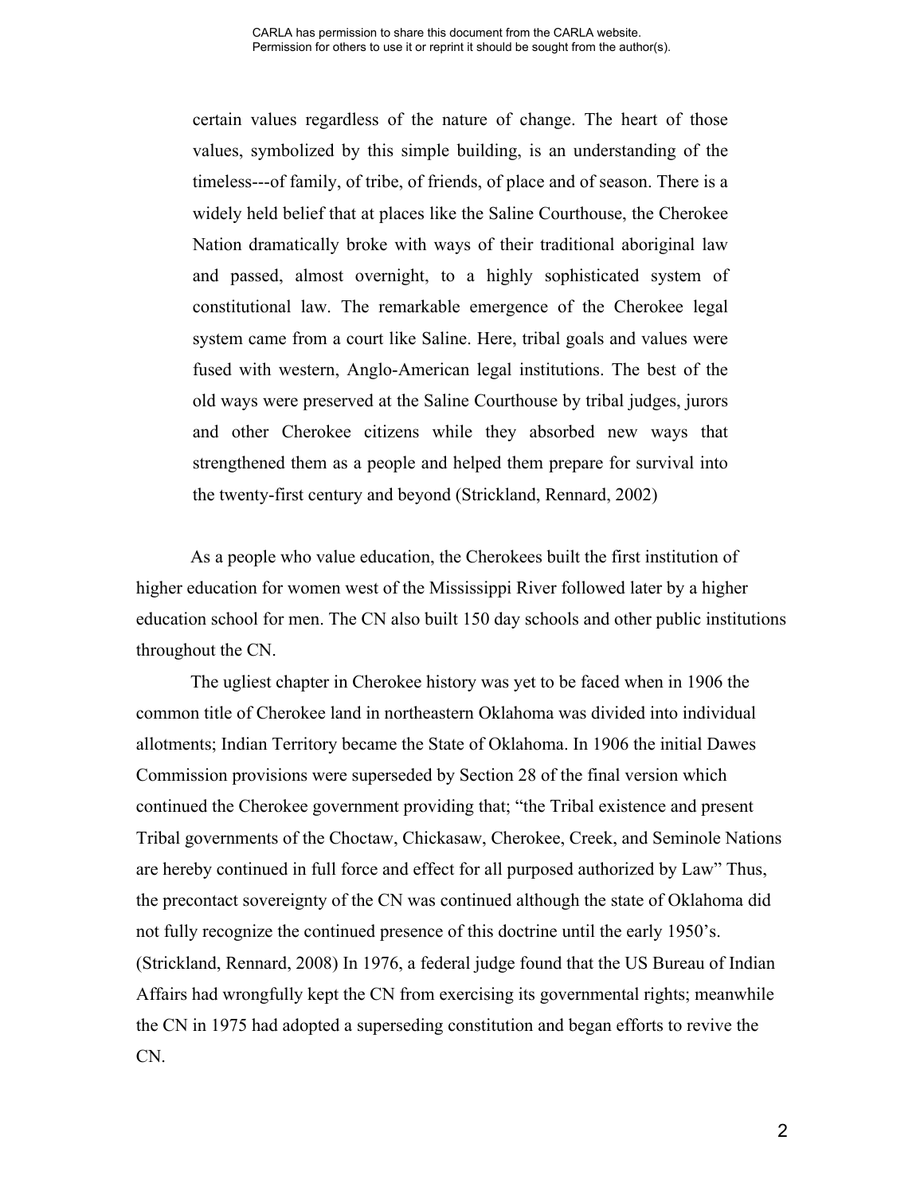> certain values regardless of the nature of change. The heart of those values, symbolized by this simple building, is an understanding of the timeless---of family, of tribe, of friends, of place and of season. There is a widely held belief that at places like the Saline Courthouse, the Cherokee Nation dramatically broke with ways of their traditional aboriginal law and passed, almost overnight, to a highly sophisticated system of constitutional law. The remarkable emergence of the Cherokee legal system came from a court like Saline. Here, tribal goals and values were fused with western, Anglo-American legal institutions. The best of the old ways were preserved at the Saline Courthouse by tribal judges, jurors and other Cherokee citizens while they absorbed new ways that strengthened them as a people and helped them prepare for survival into the twenty-first century and beyond (Strickland, Rennard, 2002)

As a people who value education, the Cherokees built the first institution of higher education for women west of the Mississippi River followed later by a higher education school for men. The CN also built 150 day schools and other public institutions throughout the CN.

The ugliest chapter in Cherokee history was yet to be faced when in 1906 the common title of Cherokee land in northeastern Oklahoma was divided into individual allotments; Indian Territory became the State of Oklahoma. In 1906 the initial Dawes Commission provisions were superseded by Section 28 of the final version which continued the Cherokee government providing that; "the Tribal existence and present Tribal governments of the Choctaw, Chickasaw, Cherokee, Creek, and Seminole Nations are hereby continued in full force and effect for all purposed authorized by Law" Thus, the precontact sovereignty of the CN was continued although the state of Oklahoma did not fully recognize the continued presence of this doctrine until the early 1950's. (Strickland, Rennard, 2008) In 1976, a federal judge found that the US Bureau of Indian Affairs had wrongfully kept the CN from exercising its governmental rights; meanwhile the CN in 1975 had adopted a superseding constitution and began efforts to revive the CN.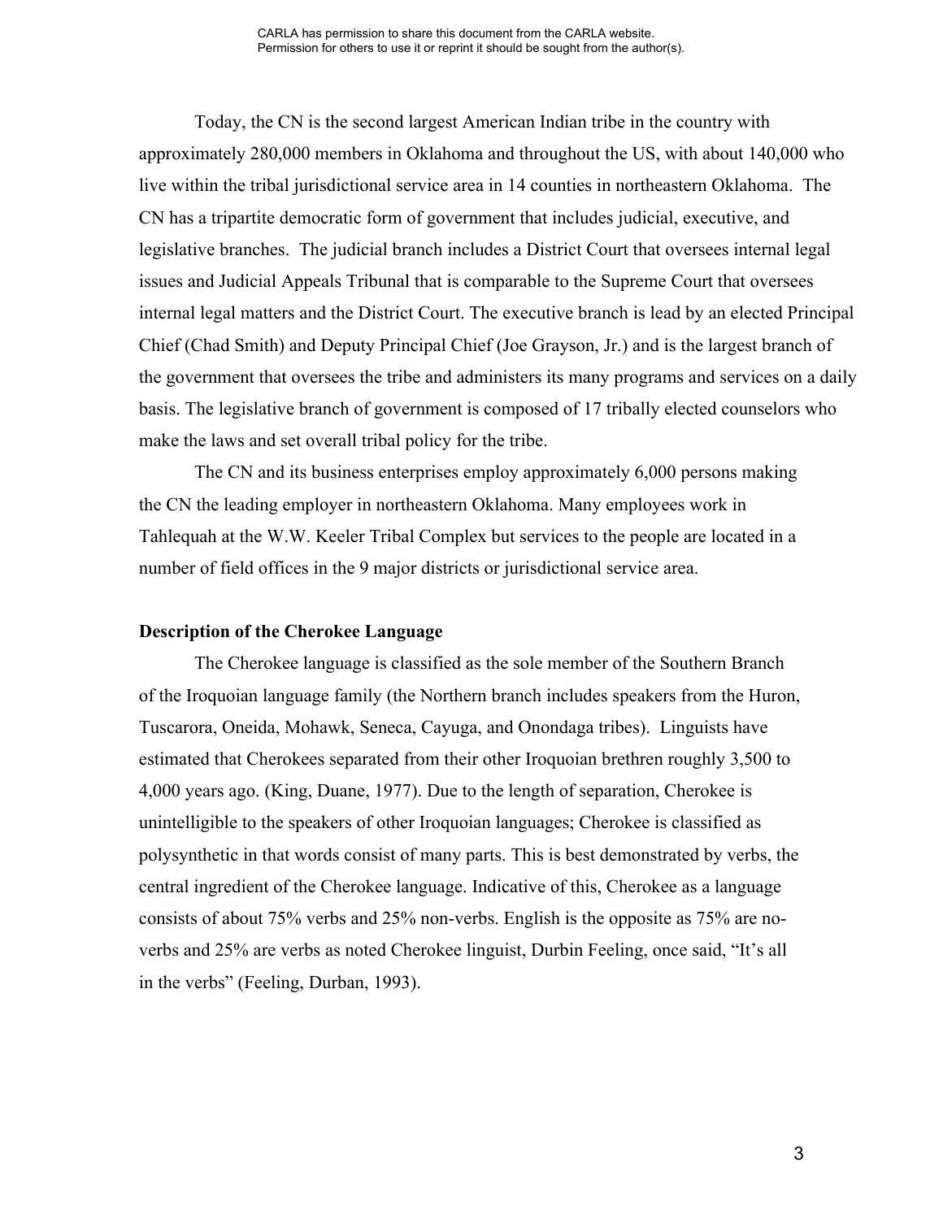Today, the CN is the second largest American Indian tribe in the country with approximately 280,000 members in Oklahoma and throughout the US, with about 140,000 who live within the tribal jurisdictional service area in 14 counties in northeastern Oklahoma. The CN has a tripartite democratic form of government that includes judicial, executive, and legislative branches. The judicial branch includes a District Court that oversees internal legal issues and Judicial Appeals Tribunal that is comparable to the Supreme Court that oversees internal legal matters and the District Court. The executive branch is lead by an elected Principal Chief (Chad Smith) and Deputy Principal Chief (Joe Grayson, Jr.) and is the largest branch of the government that oversees the tribe and administers its many programs and services on a daily basis. The legislative branch of government is composed of 17 tribally elected counselors who make the laws and set overall tribal policy for the tribe.

The CN and its business enterprises employ approximately 6,000 persons making the CN the leading employer in northeastern Oklahoma. Many employees work in Tahlequah at the W.W. Keeler Tribal Complex but services to the people are located in a number of field offices in the 9 major districts or jurisdictional service area.

**Description of the Cherokee Language**

The Cherokee language is classified as the sole member of the Southern Branch of the Iroquoian language family (the Northern branch includes speakers from the Huron, Tuscarora, Oneida, Mohawk, Seneca, Cayuga, and Onondaga tribes). Linguists have estimated that Cherokees separated from their other Iroquoian brethren roughly 3,500 to 4,000 years ago. (King, Duane, 1977). Due to the length of separation, Cherokee is unintelligible to the speakers of other Iroquoian languages; Cherokee is classified as polysynthetic in that words consist of many parts. This is best demonstrated by verbs, the central ingredient of the Cherokee language. Indicative of this, Cherokee as a language consists of about 75% verbs and 25% non-verbs. English is the opposite as 75% are no-verbs and 25% are verbs as noted Cherokee linguist, Durbin Feeling, once said, "It's all in the verbs" (Feeling, Durban, 1993).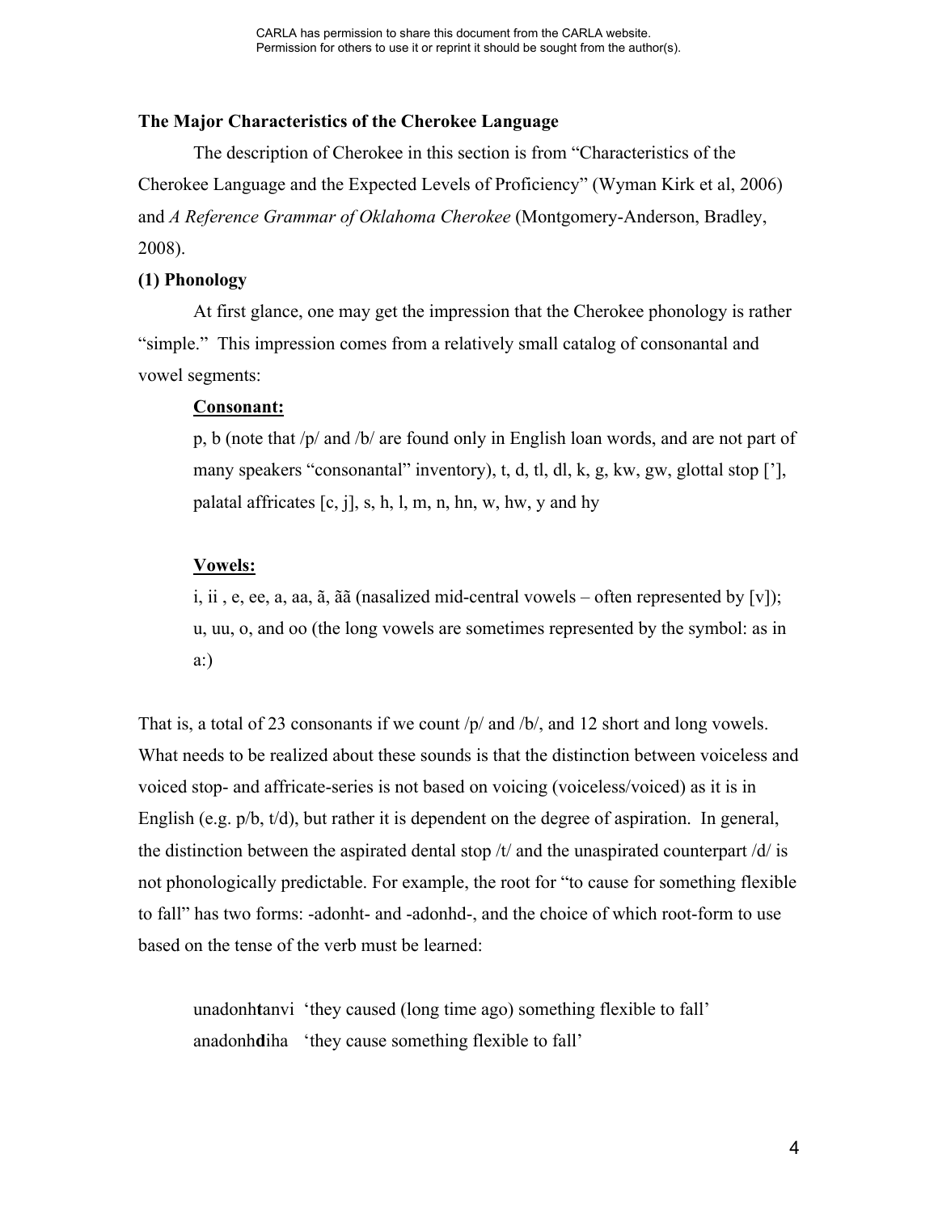CARLA has permission to share this document from the CARLA website.
Permission for others to use it or reprint it should be sought from the author(s).

**The Major Characteristics of the Cherokee Language**

The description of Cherokee in this section is from "Characteristics of the Cherokee Language and the Expected Levels of Proficiency" (Wyman Kirk et al, 2006) and *A Reference Grammar of Oklahoma Cherokee* (Montgomery-Anderson, Bradley, 2008).

**(1) Phonology**

At first glance, one may get the impression that the Cherokee phonology is rather "simple." This impression comes from a relatively small catalog of consonantal and vowel segments:

> **<u>Consonant:</u>**
>
> p, b (note that /p/ and /b/ are found only in English loan words, and are not part of many speakers "consonantal" inventory), t, d, tl, dl, k, g, kw, gw, glottal stop ['], palatal affricates [c, j], s, h, l, m, n, hn, w, hw, y and hy
>
> **<u>Vowels:</u>**
>
> i, ii , e, ee, a, aa, ã, ãã (nasalized mid-central vowels – often represented by [v]); u, uu, o, and oo (the long vowels are sometimes represented by the symbol: as in a:)

That is, a total of 23 consonants if we count /p/ and /b/, and 12 short and long vowels. What needs to be realized about these sounds is that the distinction between voiceless and voiced stop- and affricate-series is not based on voicing (voiceless/voiced) as it is in English (e.g. p/b, t/d), but rather it is dependent on the degree of aspiration. In general, the distinction between the aspirated dental stop /t/ and the unaspirated counterpart /d/ is not phonologically predictable. For example, the root for "to cause for something flexible to fall" has two forms: -adonht- and -adonhd-, and the choice of which root-form to use based on the tense of the verb must be learned:

> unadonh**t**anvi 'they caused (long time ago) something flexible to fall'
> anadonh**d**iha 'they cause something flexible to fall'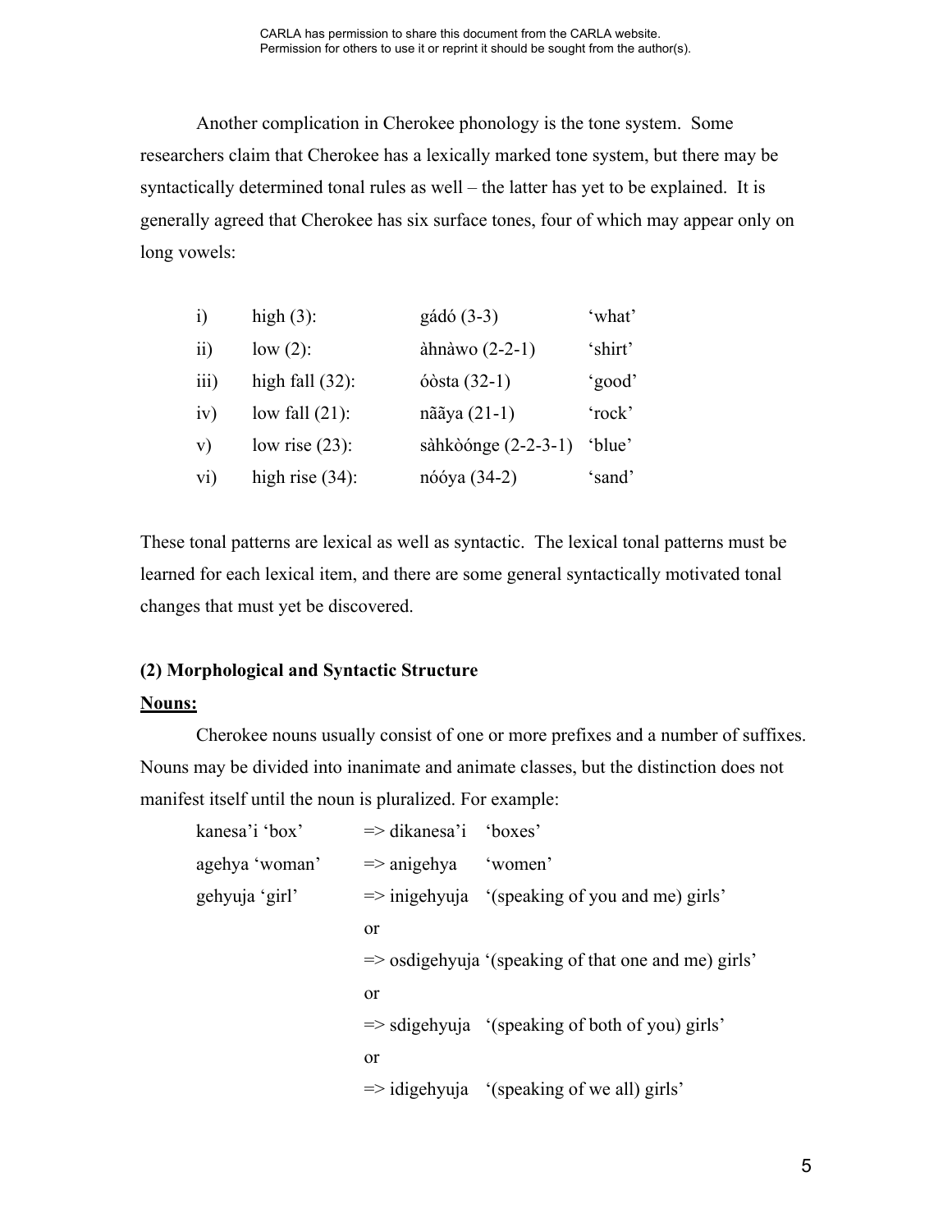Another complication in Cherokee phonology is the tone system. Some researchers claim that Cherokee has a lexically marked tone system, but there may be syntactically determined tonal rules as well – the latter has yet to be explained. It is generally agreed that Cherokee has six surface tones, four of which may appear only on long vowels:

| | | | |
|---|---|---|---|
| i) | high (3): | gádó (3-3) | 'what' |
| ii) | low (2): | àhnàwo (2-2-1) | 'shirt' |
| iii) | high fall (32): | óòsta (32-1) | 'good' |
| iv) | low fall (21): | nãã̀ya (21-1) | 'rock' |
| v) | low rise (23): | sàhkòónge (2-2-3-1) | 'blue' |
| vi) | high rise (34): | nóóya (34-2) | 'sand' |

These tonal patterns are lexical as well as syntactic. The lexical tonal patterns must be learned for each lexical item, and there are some general syntactically motivated tonal changes that must yet be discovered.

**(2) Morphological and Syntactic Structure**

**Nouns:**

Cherokee nouns usually consist of one or more prefixes and a number of suffixes. Nouns may be divided into inanimate and animate classes, but the distinction does not manifest itself until the noun is pluralized. For example:

kanesa'i 'box' => dikanesa'i 'boxes'

agehya 'woman' => anigehya 'women'

gehyuja 'girl' => inigehyuja '(speaking of you and me) girls'

or

=> osdigehyuja '(speaking of that one and me) girls'

or

=> sdigehyuja '(speaking of both of you) girls'

or

=> idigehyuja '(speaking of we all) girls'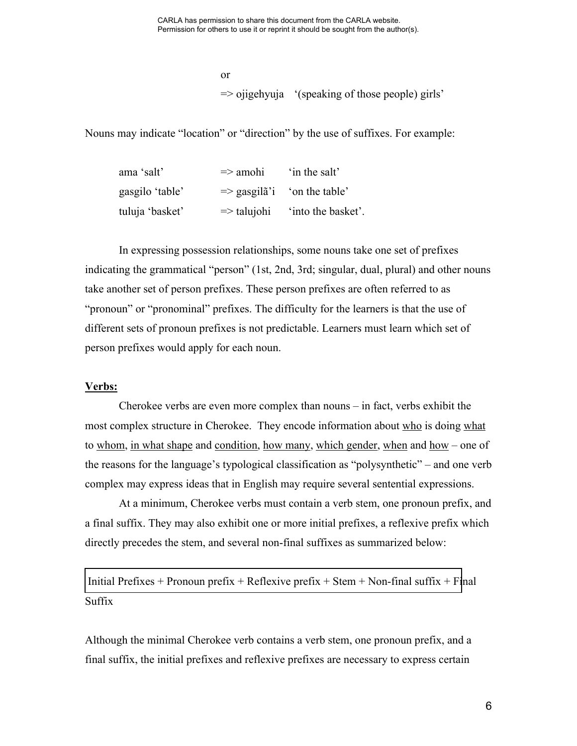or

=> ojigehyuja ‘(speaking of those people) girls’

Nouns may indicate “location” or “direction” by the use of suffixes. For example:

| | | |
|---|---|---|
| ama ‘salt’ | => amohi | ‘in the salt’ |
| gasgilo ‘table’ | => gasgilã’i | ‘on the table’ |
| tuluja ‘basket’ | => talujohi | ‘into the basket’. |

In expressing possession relationships, some nouns take one set of prefixes indicating the grammatical “person” (1st, 2nd, 3rd; singular, dual, plural) and other nouns take another set of person prefixes. These person prefixes are often referred to as “pronoun” or “pronominal” prefixes. The difficulty for the learners is that the use of different sets of pronoun prefixes is not predictable. Learners must learn which set of person prefixes would apply for each noun.

**Verbs:**

Cherokee verbs are even more complex than nouns – in fact, verbs exhibit the most complex structure in Cherokee. They encode information about who is doing what to whom, in what shape and condition, how many, which gender, when and how – one of the reasons for the language’s typological classification as “polysynthetic” – and one verb complex may express ideas that in English may require several sentential expressions.

At a minimum, Cherokee verbs must contain a verb stem, one pronoun prefix, and a final suffix. They may also exhibit one or more initial prefixes, a reflexive prefix which directly precedes the stem, and several non-final suffixes as summarized below:

Initial Prefixes + Pronoun prefix + Reflexive prefix + Stem + Non-final suffix + Final Suffix

Although the minimal Cherokee verb contains a verb stem, one pronoun prefix, and a final suffix, the initial prefixes and reflexive prefixes are necessary to express certain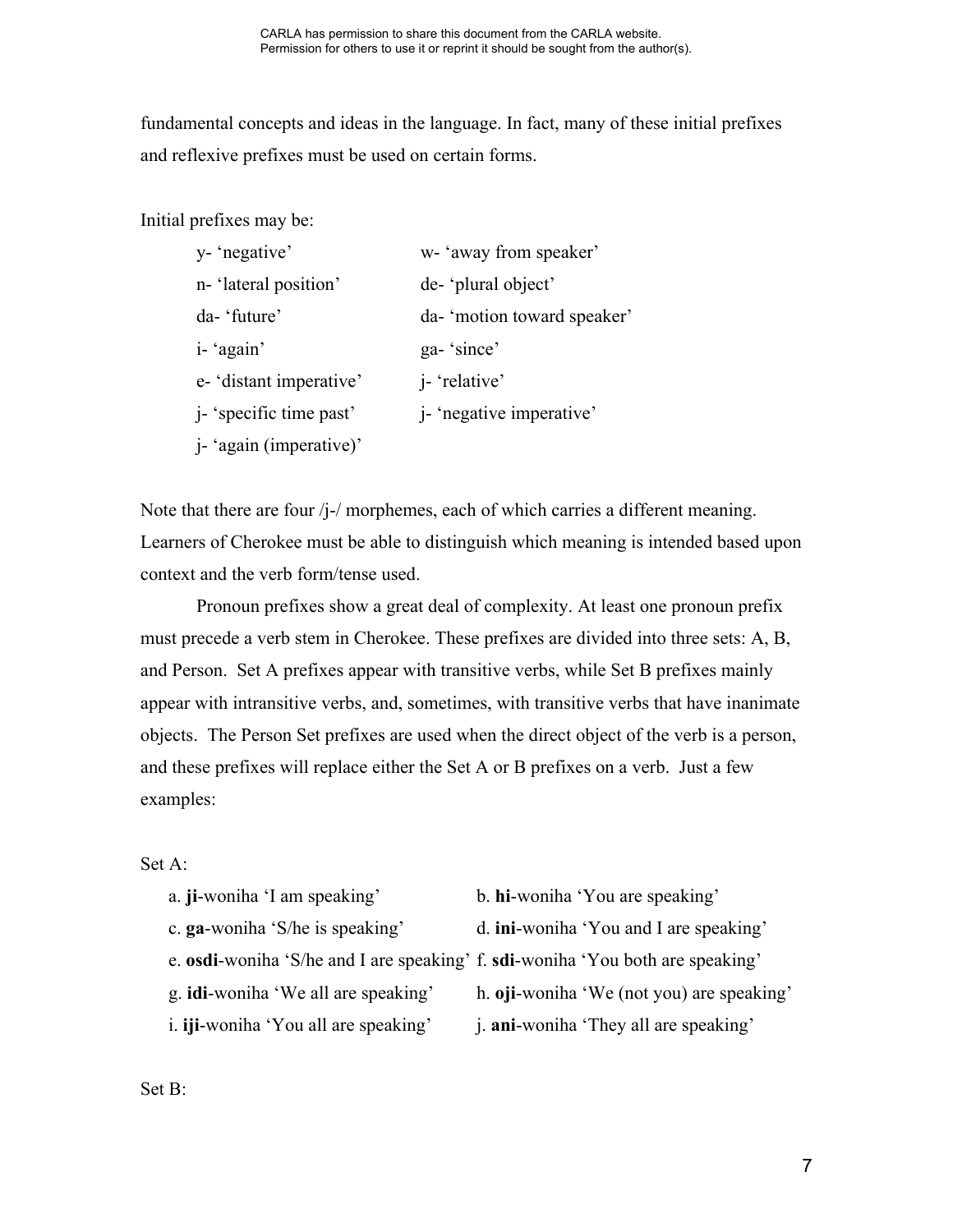fundamental concepts and ideas in the language. In fact, many of these initial prefixes and reflexive prefixes must be used on certain forms.

Initial prefixes may be:

- y- 'negative'
- n- 'lateral position'
- da- 'future'
- i- 'again'
- e- 'distant imperative'
- j- 'specific time past'
- j- 'again (imperative)'
- w- 'away from speaker'
- de- 'plural object'
- da- 'motion toward speaker'
- ga- 'since'
- j- 'relative'
- j- 'negative imperative'

Note that there are four /j-/ morphemes, each of which carries a different meaning. Learners of Cherokee must be able to distinguish which meaning is intended based upon context and the verb form/tense used.

Pronoun prefixes show a great deal of complexity. At least one pronoun prefix must precede a verb stem in Cherokee. These prefixes are divided into three sets: A, B, and Person. Set A prefixes appear with transitive verbs, while Set B prefixes mainly appear with intransitive verbs, and, sometimes, with transitive verbs that have inanimate objects. The Person Set prefixes are used when the direct object of the verb is a person, and these prefixes will replace either the Set A or B prefixes on a verb. Just a few examples:

Set A:

a. **ji**-woniha 'I am speaking'
b. **hi**-woniha 'You are speaking'
c. **ga**-woniha 'S/he is speaking'
d. **ini**-woniha 'You and I are speaking'
e. **osdi**-woniha 'S/he and I are speaking'
f. **sdi**-woniha 'You both are speaking'
g. **idi**-woniha 'We all are speaking'
h. **oji**-woniha 'We (not you) are speaking'
i. **iji**-woniha 'You all are speaking'
j. **ani**-woniha 'They all are speaking'

Set B: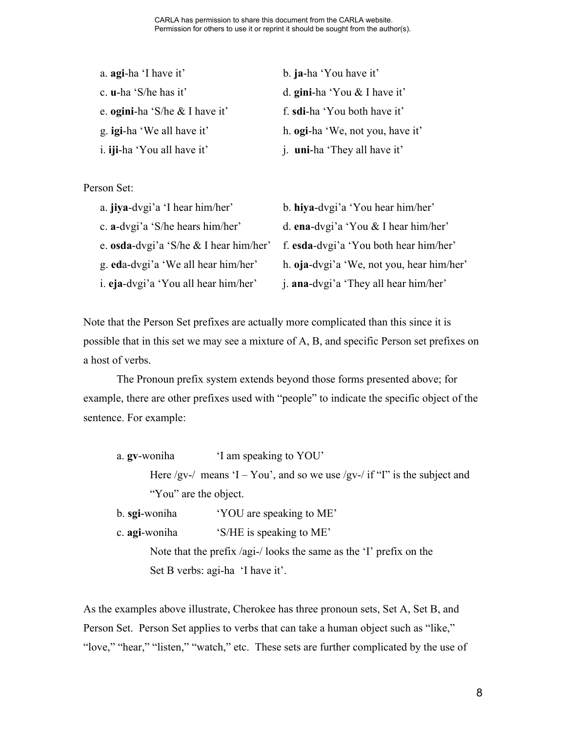a. **agi**-ha 'I have it'

b. **ja**-ha 'You have it'

c. **u**-ha 'S/he has it'

d. **gini**-ha 'You & I have it'

e. **ogini**-ha 'S/he & I have it'

f. **sdi**-ha 'You both have it'

g. **igi**-ha 'We all have it'

h. **ogi**-ha 'We, not you, have it'

i. **iji**-ha 'You all have it'

j. **uni**-ha 'They all have it'

Person Set:

a. **jiya**-dvgi'a 'I hear him/her'

b. **hiya**-dvgi'a 'You hear him/her'

c. **a**-dvgi'a 'S/he hears him/her'

d. **ena**-dvgi'a 'You & I hear him/her'

e. **osda**-dvgi'a 'S/he & I hear him/her'

f. **esda**-dvgi'a 'You both hear him/her'

g. **ed**a-dvgi'a 'We all hear him/her'

h. **oja**-dvgi'a 'We, not you, hear him/her'

i. **eja**-dvgi'a 'You all hear him/her'

j. **ana**-dvgi'a 'They all hear him/her'

Note that the Person Set prefixes are actually more complicated than this since it is possible that in this set we may see a mixture of A, B, and specific Person set prefixes on a host of verbs.

The Pronoun prefix system extends beyond those forms presented above; for example, there are other prefixes used with "people" to indicate the specific object of the sentence. For example:

a. **gv**-woniha 'I am speaking to YOU'

Here /gv-/ means 'I – You', and so we use /gv-/ if "I" is the subject and "You" are the object.

b. **sgi**-woniha 'YOU are speaking to ME'

c. **agi**-woniha 'S/HE is speaking to ME'

Note that the prefix /agi-/ looks the same as the 'I' prefix on the Set B verbs: agi-ha 'I have it'.

As the examples above illustrate, Cherokee has three pronoun sets, Set A, Set B, and Person Set. Person Set applies to verbs that can take a human object such as "like," "love," "hear," "listen," "watch," etc. These sets are further complicated by the use of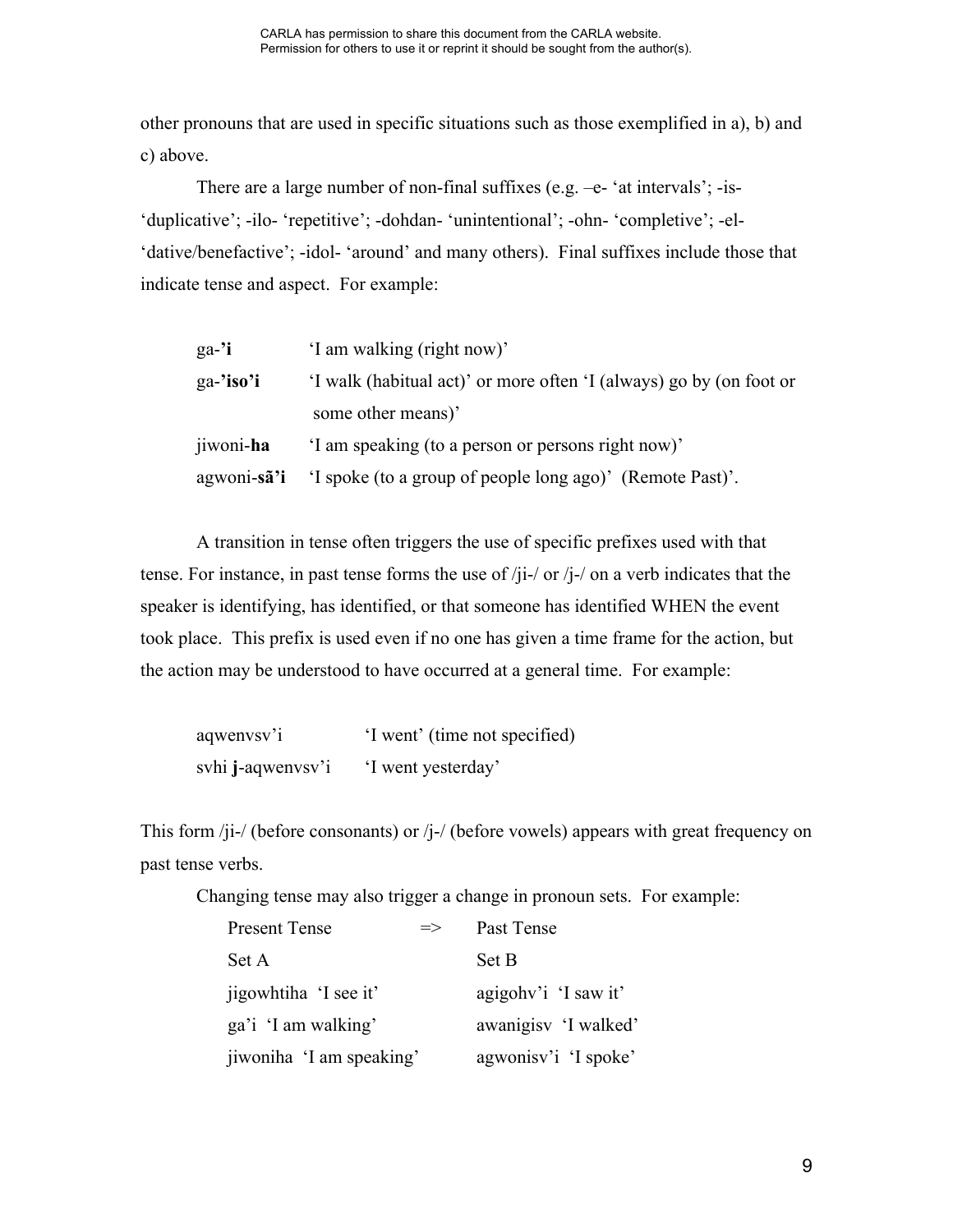other pronouns that are used in specific situations such as those exemplified in a), b) and c) above.

There are a large number of non-final suffixes (e.g. –e- 'at intervals'; -is- 'duplicative'; -ilo- 'repetitive'; -dohdan- 'unintentional'; -ohn- 'completive'; -el- 'dative/benefactive'; -idol- 'around' and many others). Final suffixes include those that indicate tense and aspect. For example:

| | |
|---|---|
| ga-**'i** | 'I am walking (right now)' |
| ga-**'iso'i** | 'I walk (habitual act)' or more often 'I (always) go by (on foot or some other means)' |
| jiwoni-**ha** | 'I am speaking (to a person or persons right now)' |
| agwoni-**sã'i** | 'I spoke (to a group of people long ago)' (Remote Past)'. |

A transition in tense often triggers the use of specific prefixes used with that tense. For instance, in past tense forms the use of /ji-/ or /j-/ on a verb indicates that the speaker is identifying, has identified, or that someone has identified WHEN the event took place. This prefix is used even if no one has given a time frame for the action, but the action may be understood to have occurred at a general time. For example:

| | |
|---|---|
| aqwenvsv'i | 'I went' (time not specified) |
| svhi **j**-aqwenvsv'i | 'I went yesterday' |

This form /ji-/ (before consonants) or /j-/ (before vowels) appears with great frequency on past tense verbs.

Changing tense may also trigger a change in pronoun sets. For example:

| Present Tense | => | Past Tense |
|---|---|---|
| Set A | | Set B |
| jigowhtiha 'I see it' | | agigohv'i 'I saw it' |
| ga'i 'I am walking' | | awanigisv 'I walked' |
| jiwoniha 'I am speaking' | | agwonisv'i 'I spoke' |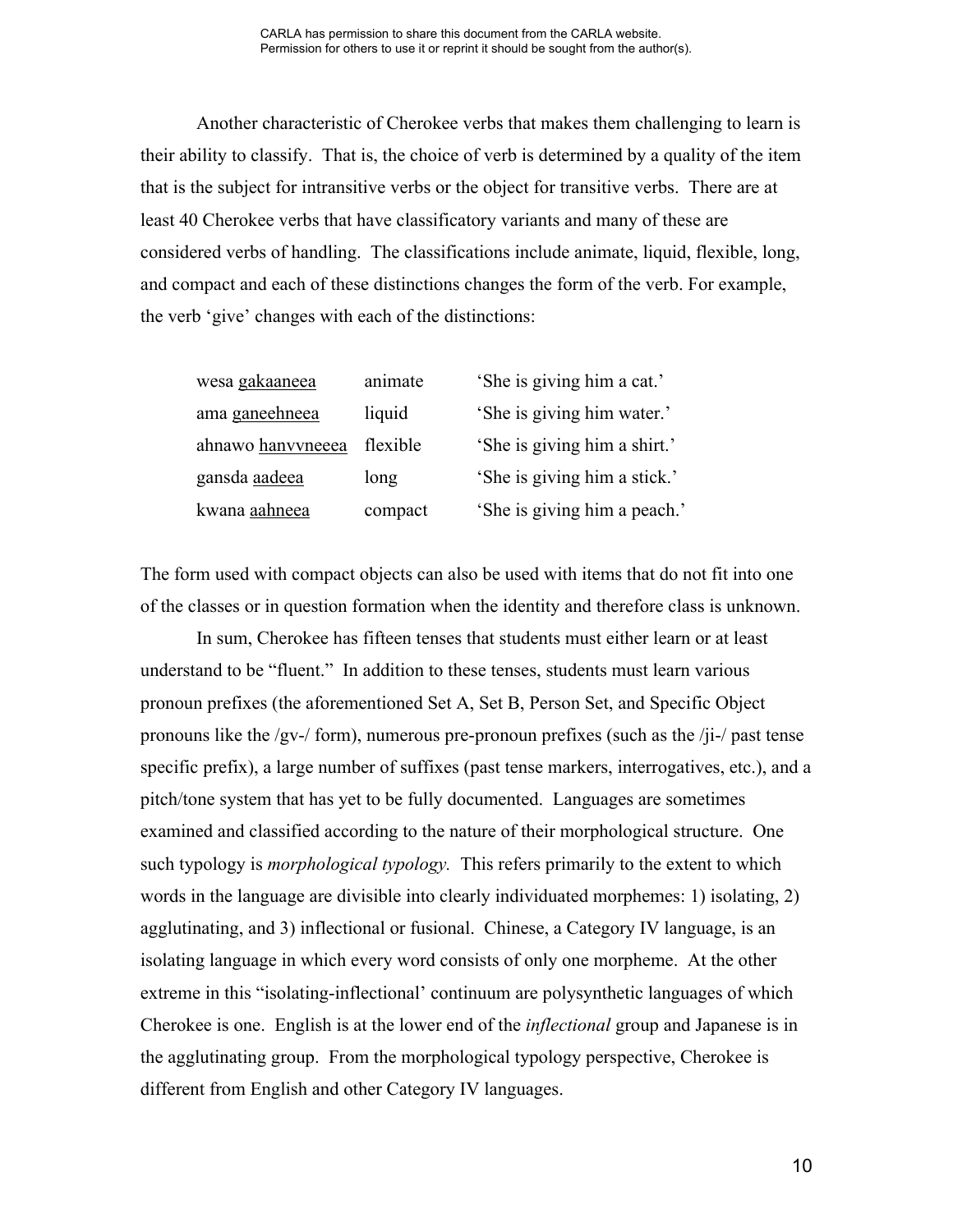Another characteristic of Cherokee verbs that makes them challenging to learn is their ability to classify. That is, the choice of verb is determined by a quality of the item that is the subject for intransitive verbs or the object for transitive verbs. There are at least 40 Cherokee verbs that have classificatory variants and many of these are considered verbs of handling. The classifications include animate, liquid, flexible, long, and compact and each of these distinctions changes the form of the verb. For example, the verb 'give' changes with each of the distinctions:

| | | |
|---|---|---|
| wesa <u>gakaaneea</u> | animate | 'She is giving him a cat.' |
| ama <u>ganeehneea</u> | liquid | 'She is giving him water.' |
| ahnawo <u>hanvvneeea</u> | flexible | 'She is giving him a shirt.' |
| gansda <u>aadeea</u> | long | 'She is giving him a stick.' |
| kwana <u>aahneea</u> | compact | 'She is giving him a peach.' |

The form used with compact objects can also be used with items that do not fit into one of the classes or in question formation when the identity and therefore class is unknown.

In sum, Cherokee has fifteen tenses that students must either learn or at least understand to be "fluent." In addition to these tenses, students must learn various pronoun prefixes (the aforementioned Set A, Set B, Person Set, and Specific Object pronouns like the /gv-/ form), numerous pre-pronoun prefixes (such as the /ji-/ past tense specific prefix), a large number of suffixes (past tense markers, interrogatives, etc.), and a pitch/tone system that has yet to be fully documented. Languages are sometimes examined and classified according to the nature of their morphological structure. One such typology is *morphological typology.* This refers primarily to the extent to which words in the language are divisible into clearly individuated morphemes: 1) isolating, 2) agglutinating, and 3) inflectional or fusional. Chinese, a Category IV language, is an isolating language in which every word consists of only one morpheme. At the other extreme in this "isolating-inflectional' continuum are polysynthetic languages of which Cherokee is one. English is at the lower end of the *inflectional* group and Japanese is in the agglutinating group. From the morphological typology perspective, Cherokee is different from English and other Category IV languages.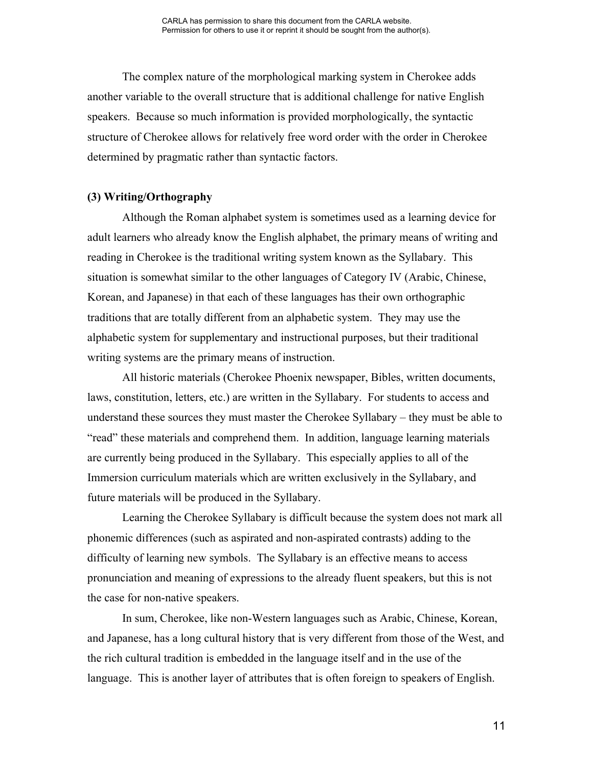The complex nature of the morphological marking system in Cherokee adds another variable to the overall structure that is additional challenge for native English speakers. Because so much information is provided morphologically, the syntactic structure of Cherokee allows for relatively free word order with the order in Cherokee determined by pragmatic rather than syntactic factors.

### (3) Writing/Orthography

Although the Roman alphabet system is sometimes used as a learning device for adult learners who already know the English alphabet, the primary means of writing and reading in Cherokee is the traditional writing system known as the Syllabary. This situation is somewhat similar to the other languages of Category IV (Arabic, Chinese, Korean, and Japanese) in that each of these languages has their own orthographic traditions that are totally different from an alphabetic system. They may use the alphabetic system for supplementary and instructional purposes, but their traditional writing systems are the primary means of instruction.

All historic materials (Cherokee Phoenix newspaper, Bibles, written documents, laws, constitution, letters, etc.) are written in the Syllabary. For students to access and understand these sources they must master the Cherokee Syllabary – they must be able to "read" these materials and comprehend them. In addition, language learning materials are currently being produced in the Syllabary. This especially applies to all of the Immersion curriculum materials which are written exclusively in the Syllabary, and future materials will be produced in the Syllabary.

Learning the Cherokee Syllabary is difficult because the system does not mark all phonemic differences (such as aspirated and non-aspirated contrasts) adding to the difficulty of learning new symbols. The Syllabary is an effective means to access pronunciation and meaning of expressions to the already fluent speakers, but this is not the case for non-native speakers.

In sum, Cherokee, like non-Western languages such as Arabic, Chinese, Korean, and Japanese, has a long cultural history that is very different from those of the West, and the rich cultural tradition is embedded in the language itself and in the use of the language. This is another layer of attributes that is often foreign to speakers of English.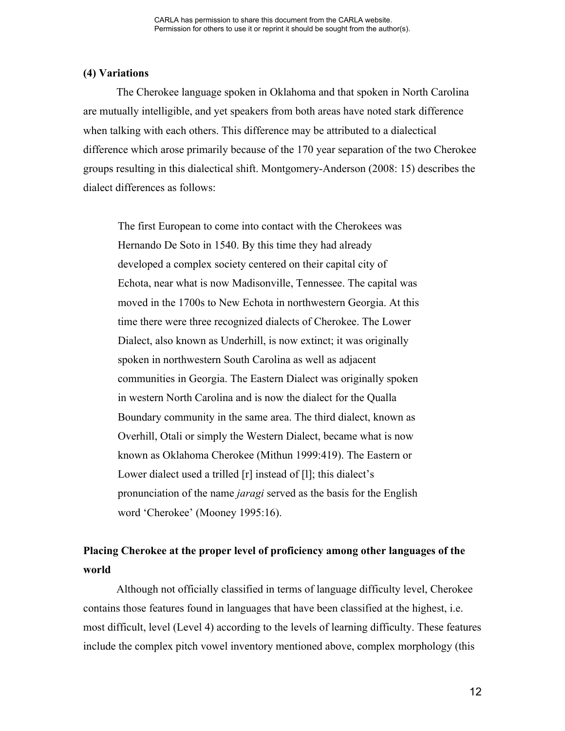### (4) Variations

The Cherokee language spoken in Oklahoma and that spoken in North Carolina are mutually intelligible, and yet speakers from both areas have noted stark difference when talking with each others. This difference may be attributed to a dialectical difference which arose primarily because of the 170 year separation of the two Cherokee groups resulting in this dialectical shift. Montgomery-Anderson (2008: 15) describes the dialect differences as follows:

> The first European to come into contact with the Cherokees was Hernando De Soto in 1540. By this time they had already developed a complex society centered on their capital city of Echota, near what is now Madisonville, Tennessee. The capital was moved in the 1700s to New Echota in northwestern Georgia. At this time there were three recognized dialects of Cherokee. The Lower Dialect, also known as Underhill, is now extinct; it was originally spoken in northwestern South Carolina as well as adjacent communities in Georgia. The Eastern Dialect was originally spoken in western North Carolina and is now the dialect for the Qualla Boundary community in the same area. The third dialect, known as Overhill, Otali or simply the Western Dialect, became what is now known as Oklahoma Cherokee (Mithun 1999:419). The Eastern or Lower dialect used a trilled [r] instead of [l]; this dialect's pronunciation of the name *jaragi* served as the basis for the English word 'Cherokee' (Mooney 1995:16).

## Placing Cherokee at the proper level of proficiency among other languages of the world

Although not officially classified in terms of language difficulty level, Cherokee contains those features found in languages that have been classified at the highest, i.e. most difficult, level (Level 4) according to the levels of learning difficulty. These features include the complex pitch vowel inventory mentioned above, complex morphology (this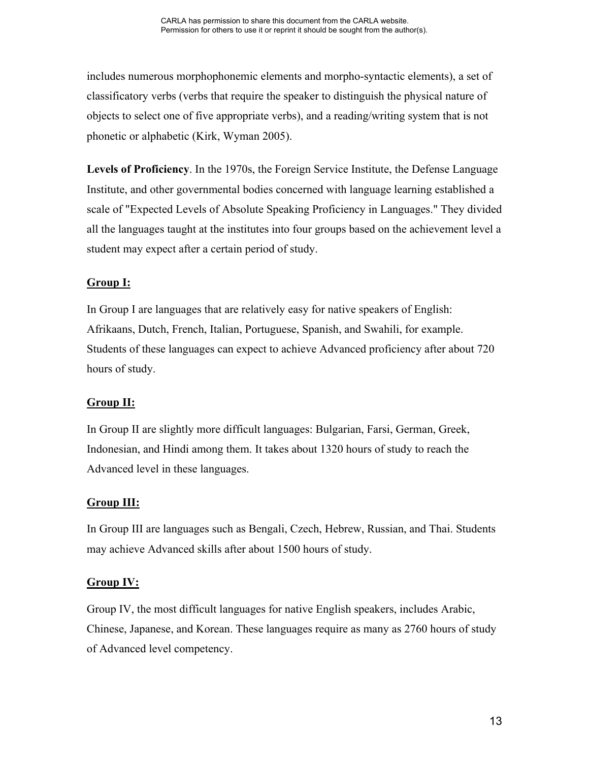includes numerous morphophonemic elements and morpho-syntactic elements), a set of classificatory verbs (verbs that require the speaker to distinguish the physical nature of objects to select one of five appropriate verbs), and a reading/writing system that is not phonetic or alphabetic (Kirk, Wyman 2005).

**Levels of Proficiency**. In the 1970s, the Foreign Service Institute, the Defense Language Institute, and other governmental bodies concerned with language learning established a scale of "Expected Levels of Absolute Speaking Proficiency in Languages." They divided all the languages taught at the institutes into four groups based on the achievement level a student may expect after a certain period of study.

**Group I:**

In Group I are languages that are relatively easy for native speakers of English: Afrikaans, Dutch, French, Italian, Portuguese, Spanish, and Swahili, for example. Students of these languages can expect to achieve Advanced proficiency after about 720 hours of study.

**Group II:**

In Group II are slightly more difficult languages: Bulgarian, Farsi, German, Greek, Indonesian, and Hindi among them. It takes about 1320 hours of study to reach the Advanced level in these languages.

**Group III:**

In Group III are languages such as Bengali, Czech, Hebrew, Russian, and Thai. Students may achieve Advanced skills after about 1500 hours of study.

**Group IV:**

Group IV, the most difficult languages for native English speakers, includes Arabic, Chinese, Japanese, and Korean. These languages require as many as 2760 hours of study of Advanced level competency.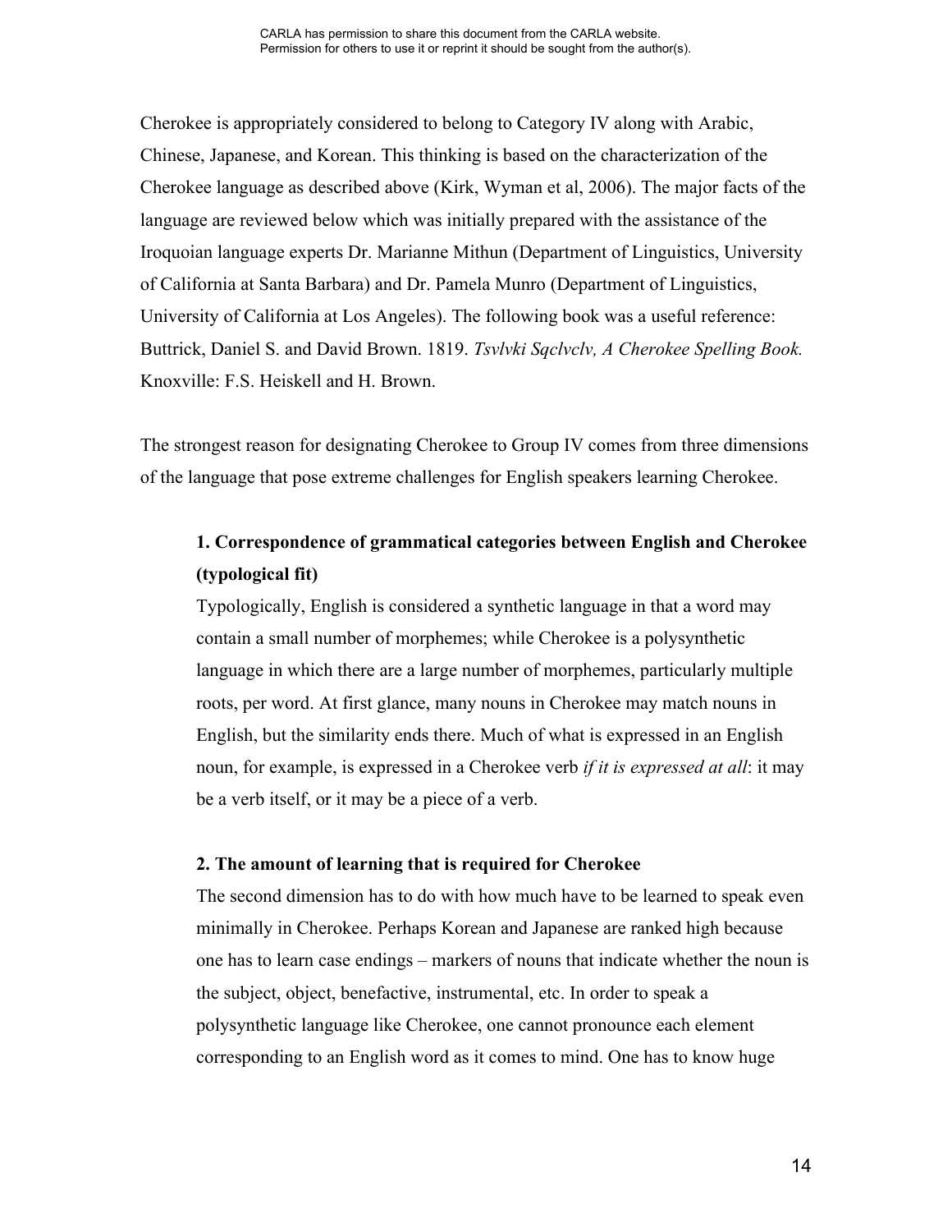Cherokee is appropriately considered to belong to Category IV along with Arabic, Chinese, Japanese, and Korean. This thinking is based on the characterization of the Cherokee language as described above (Kirk, Wyman et al, 2006). The major facts of the language are reviewed below which was initially prepared with the assistance of the Iroquoian language experts Dr. Marianne Mithun (Department of Linguistics, University of California at Santa Barbara) and Dr. Pamela Munro (Department of Linguistics, University of California at Los Angeles). The following book was a useful reference: Buttrick, Daniel S. and David Brown. 1819. *Tsvlvki Sqclvclv, A Cherokee Spelling Book.* Knoxville: F.S. Heiskell and H. Brown.

The strongest reason for designating Cherokee to Group IV comes from three dimensions of the language that pose extreme challenges for English speakers learning Cherokee.

**1. Correspondence of grammatical categories between English and Cherokee (typological fit)**

Typologically, English is considered a synthetic language in that a word may contain a small number of morphemes; while Cherokee is a polysynthetic language in which there are a large number of morphemes, particularly multiple roots, per word. At first glance, many nouns in Cherokee may match nouns in English, but the similarity ends there. Much of what is expressed in an English noun, for example, is expressed in a Cherokee verb *if it is expressed at all*: it may be a verb itself, or it may be a piece of a verb.

**2. The amount of learning that is required for Cherokee**

The second dimension has to do with how much have to be learned to speak even minimally in Cherokee. Perhaps Korean and Japanese are ranked high because one has to learn case endings – markers of nouns that indicate whether the noun is the subject, object, benefactive, instrumental, etc. In order to speak a polysynthetic language like Cherokee, one cannot pronounce each element corresponding to an English word as it comes to mind. One has to know huge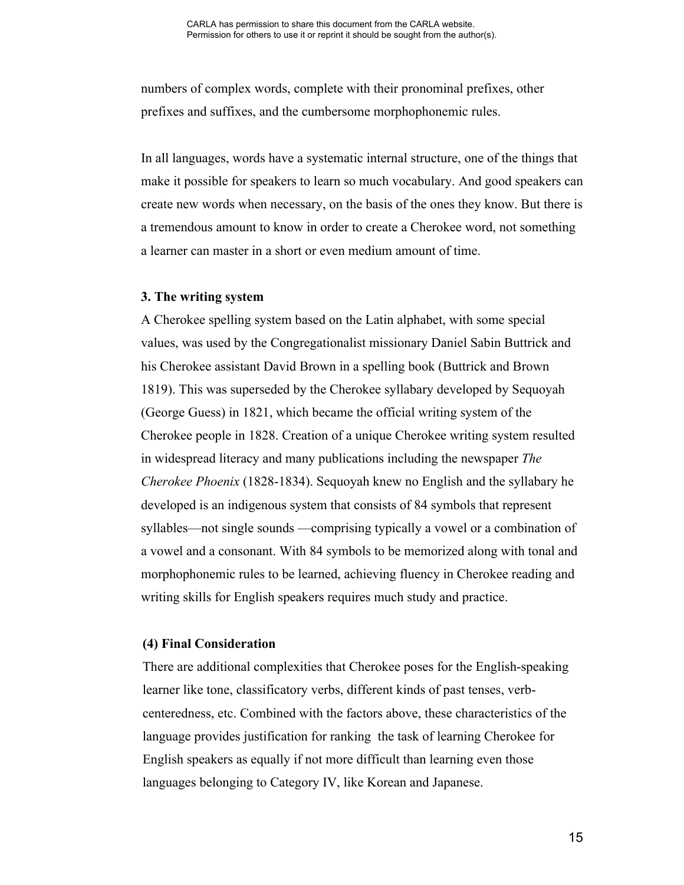numbers of complex words, complete with their pronominal prefixes, other prefixes and suffixes, and the cumbersome morphophonemic rules.

In all languages, words have a systematic internal structure, one of the things that make it possible for speakers to learn so much vocabulary. And good speakers can create new words when necessary, on the basis of the ones they know. But there is a tremendous amount to know in order to create a Cherokee word, not something a learner can master in a short or even medium amount of time.

### 3. The writing system

A Cherokee spelling system based on the Latin alphabet, with some special values, was used by the Congregationalist missionary Daniel Sabin Buttrick and his Cherokee assistant David Brown in a spelling book (Buttrick and Brown 1819). This was superseded by the Cherokee syllabary developed by Sequoyah (George Guess) in 1821, which became the official writing system of the Cherokee people in 1828. Creation of a unique Cherokee writing system resulted in widespread literacy and many publications including the newspaper *The Cherokee Phoenix* (1828-1834). Sequoyah knew no English and the syllabary he developed is an indigenous system that consists of 84 symbols that represent syllables—not single sounds —comprising typically a vowel or a combination of a vowel and a consonant. With 84 symbols to be memorized along with tonal and morphophonemic rules to be learned, achieving fluency in Cherokee reading and writing skills for English speakers requires much study and practice.

### (4) Final Consideration

There are additional complexities that Cherokee poses for the English-speaking learner like tone, classificatory verbs, different kinds of past tenses, verb-centeredness, etc. Combined with the factors above, these characteristics of the language provides justification for ranking the task of learning Cherokee for English speakers as equally if not more difficult than learning even those languages belonging to Category IV, like Korean and Japanese.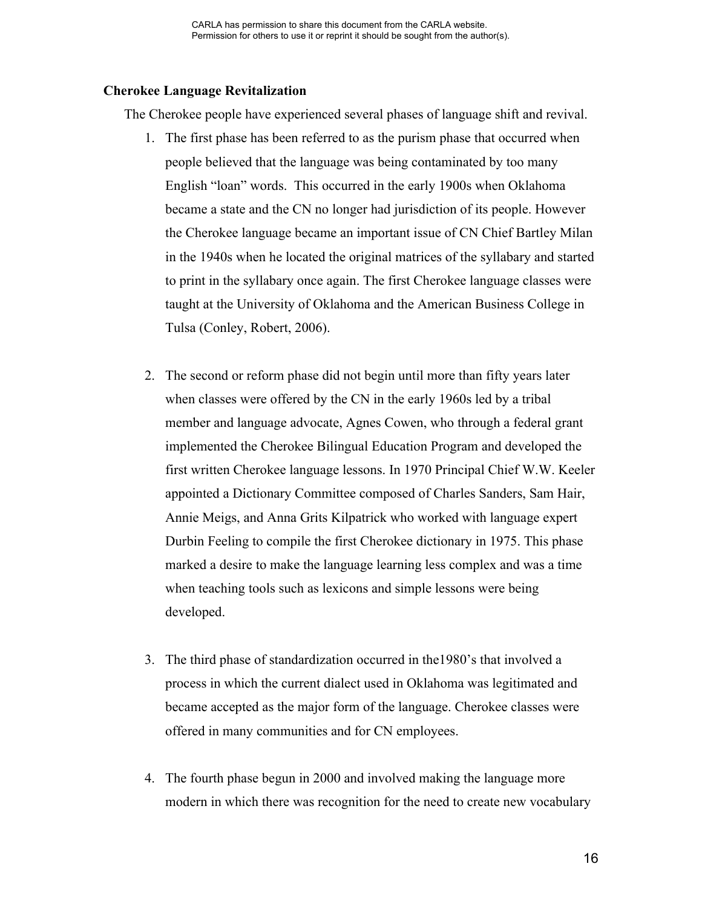**Cherokee Language Revitalization**

The Cherokee people have experienced several phases of language shift and revival.

1. The first phase has been referred to as the purism phase that occurred when people believed that the language was being contaminated by too many English "loan" words. This occurred in the early 1900s when Oklahoma became a state and the CN no longer had jurisdiction of its people. However the Cherokee language became an important issue of CN Chief Bartley Milan in the 1940s when he located the original matrices of the syllabary and started to print in the syllabary once again. The first Cherokee language classes were taught at the University of Oklahoma and the American Business College in Tulsa (Conley, Robert, 2006).

2. The second or reform phase did not begin until more than fifty years later when classes were offered by the CN in the early 1960s led by a tribal member and language advocate, Agnes Cowen, who through a federal grant implemented the Cherokee Bilingual Education Program and developed the first written Cherokee language lessons. In 1970 Principal Chief W.W. Keeler appointed a Dictionary Committee composed of Charles Sanders, Sam Hair, Annie Meigs, and Anna Grits Kilpatrick who worked with language expert Durbin Feeling to compile the first Cherokee dictionary in 1975. This phase marked a desire to make the language learning less complex and was a time when teaching tools such as lexicons and simple lessons were being developed.

3. The third phase of standardization occurred in the1980's that involved a process in which the current dialect used in Oklahoma was legitimated and became accepted as the major form of the language. Cherokee classes were offered in many communities and for CN employees.

4. The fourth phase begun in 2000 and involved making the language more modern in which there was recognition for the need to create new vocabulary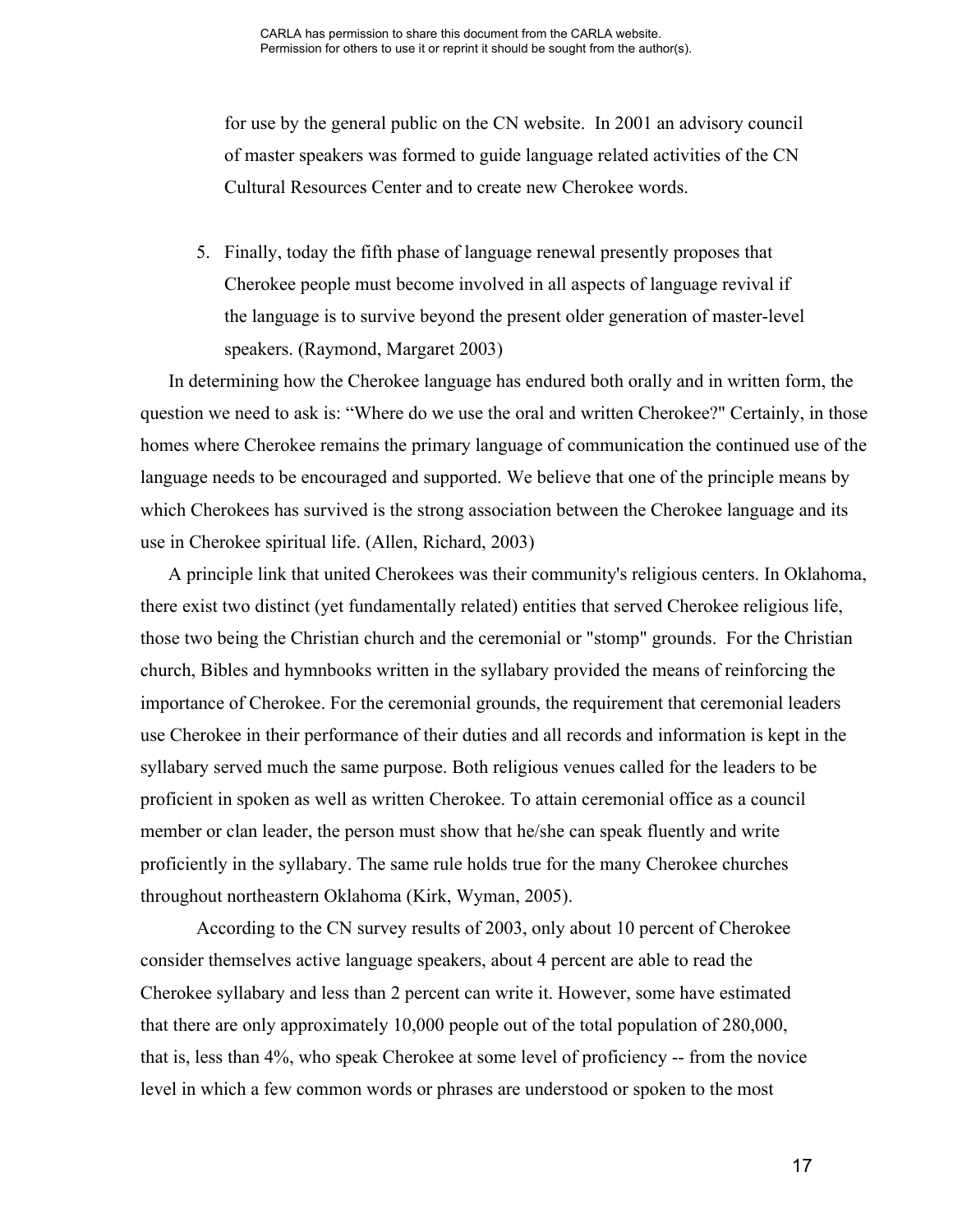for use by the general public on the CN website. In 2001 an advisory council of master speakers was formed to guide language related activities of the CN Cultural Resources Center and to create new Cherokee words.

5. Finally, today the fifth phase of language renewal presently proposes that Cherokee people must become involved in all aspects of language revival if the language is to survive beyond the present older generation of master-level speakers. (Raymond, Margaret 2003)

In determining how the Cherokee language has endured both orally and in written form, the question we need to ask is: "Where do we use the oral and written Cherokee?" Certainly, in those homes where Cherokee remains the primary language of communication the continued use of the language needs to be encouraged and supported. We believe that one of the principle means by which Cherokees has survived is the strong association between the Cherokee language and its use in Cherokee spiritual life. (Allen, Richard, 2003)

A principle link that united Cherokees was their community's religious centers. In Oklahoma, there exist two distinct (yet fundamentally related) entities that served Cherokee religious life, those two being the Christian church and the ceremonial or "stomp" grounds. For the Christian church, Bibles and hymnbooks written in the syllabary provided the means of reinforcing the importance of Cherokee. For the ceremonial grounds, the requirement that ceremonial leaders use Cherokee in their performance of their duties and all records and information is kept in the syllabary served much the same purpose. Both religious venues called for the leaders to be proficient in spoken as well as written Cherokee. To attain ceremonial office as a council member or clan leader, the person must show that he/she can speak fluently and write proficiently in the syllabary. The same rule holds true for the many Cherokee churches throughout northeastern Oklahoma (Kirk, Wyman, 2005).

According to the CN survey results of 2003, only about 10 percent of Cherokee consider themselves active language speakers, about 4 percent are able to read the Cherokee syllabary and less than 2 percent can write it. However, some have estimated that there are only approximately 10,000 people out of the total population of 280,000, that is, less than 4%, who speak Cherokee at some level of proficiency -- from the novice level in which a few common words or phrases are understood or spoken to the most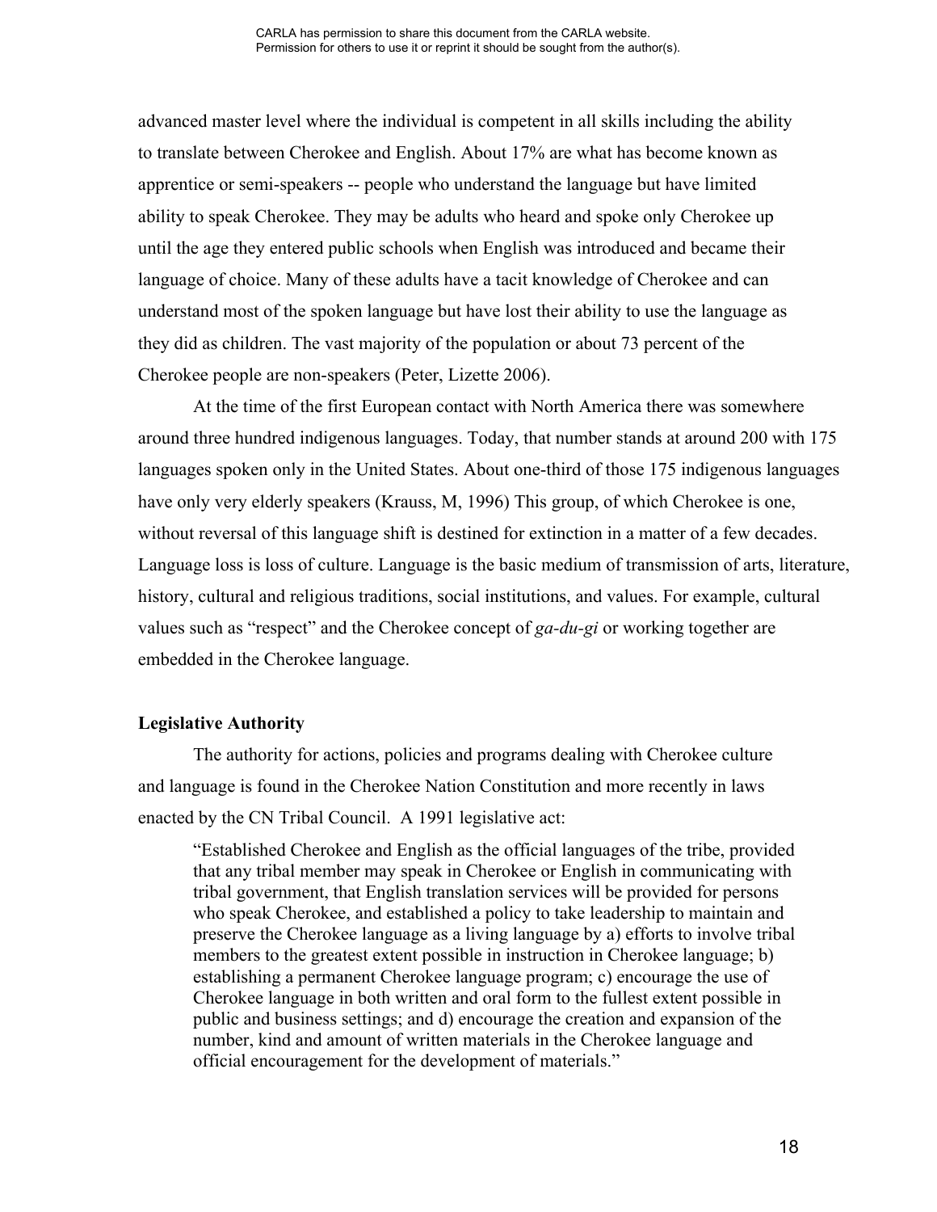advanced master level where the individual is competent in all skills including the ability to translate between Cherokee and English. About 17% are what has become known as apprentice or semi-speakers -- people who understand the language but have limited ability to speak Cherokee. They may be adults who heard and spoke only Cherokee up until the age they entered public schools when English was introduced and became their language of choice. Many of these adults have a tacit knowledge of Cherokee and can understand most of the spoken language but have lost their ability to use the language as they did as children. The vast majority of the population or about 73 percent of the Cherokee people are non-speakers (Peter, Lizette 2006).

At the time of the first European contact with North America there was somewhere around three hundred indigenous languages. Today, that number stands at around 200 with 175 languages spoken only in the United States. About one-third of those 175 indigenous languages have only very elderly speakers (Krauss, M, 1996) This group, of which Cherokee is one, without reversal of this language shift is destined for extinction in a matter of a few decades. Language loss is loss of culture. Language is the basic medium of transmission of arts, literature, history, cultural and religious traditions, social institutions, and values. For example, cultural values such as "respect" and the Cherokee concept of *ga-du-gi* or working together are embedded in the Cherokee language.

**Legislative Authority**

The authority for actions, policies and programs dealing with Cherokee culture and language is found in the Cherokee Nation Constitution and more recently in laws enacted by the CN Tribal Council. A 1991 legislative act:

> "Established Cherokee and English as the official languages of the tribe, provided that any tribal member may speak in Cherokee or English in communicating with tribal government, that English translation services will be provided for persons who speak Cherokee, and established a policy to take leadership to maintain and preserve the Cherokee language as a living language by a) efforts to involve tribal members to the greatest extent possible in instruction in Cherokee language; b) establishing a permanent Cherokee language program; c) encourage the use of Cherokee language in both written and oral form to the fullest extent possible in public and business settings; and d) encourage the creation and expansion of the number, kind and amount of written materials in the Cherokee language and official encouragement for the development of materials."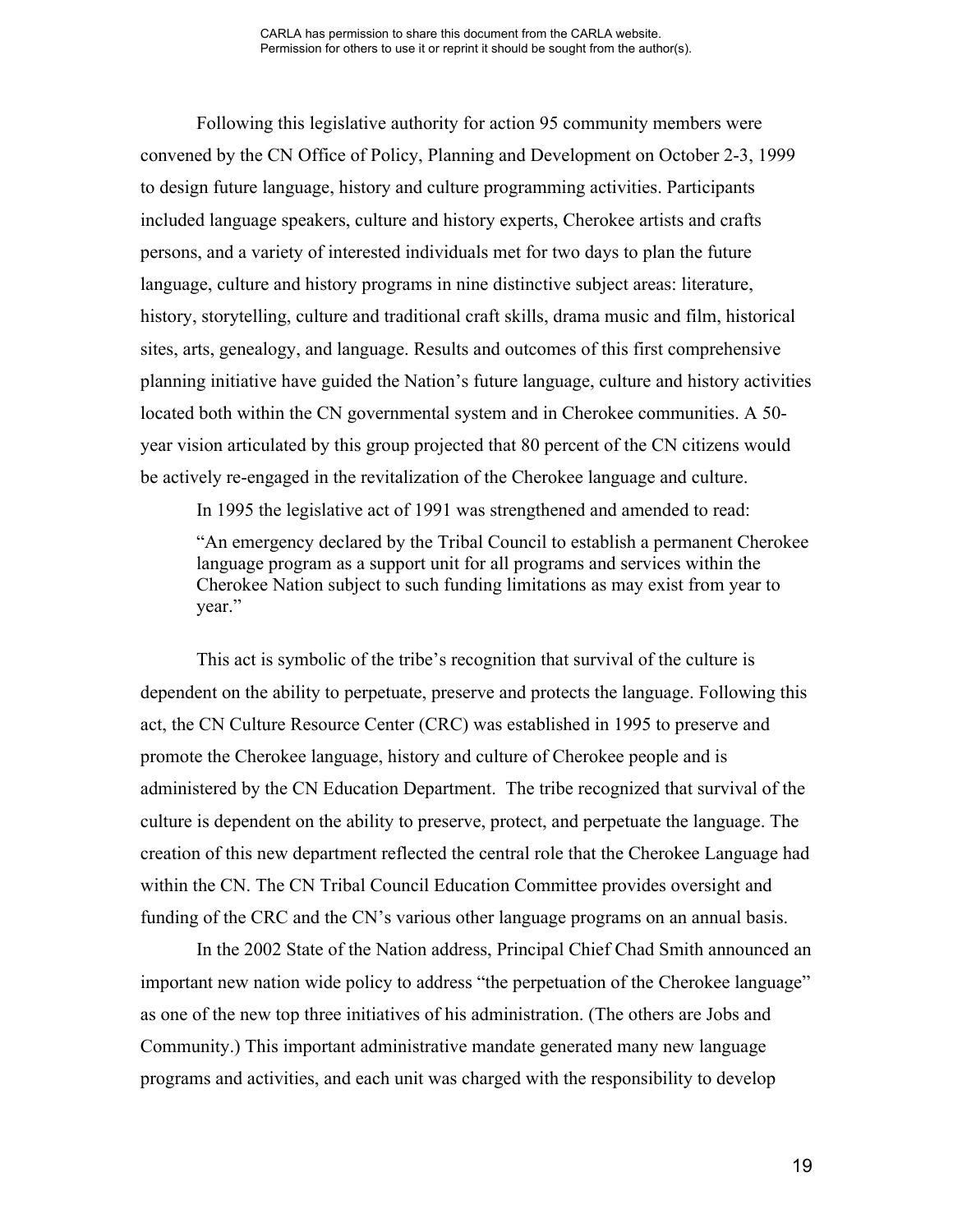Following this legislative authority for action 95 community members were convened by the CN Office of Policy, Planning and Development on October 2-3, 1999 to design future language, history and culture programming activities. Participants included language speakers, culture and history experts, Cherokee artists and crafts persons, and a variety of interested individuals met for two days to plan the future language, culture and history programs in nine distinctive subject areas: literature, history, storytelling, culture and traditional craft skills, drama music and film, historical sites, arts, genealogy, and language. Results and outcomes of this first comprehensive planning initiative have guided the Nation's future language, culture and history activities located both within the CN governmental system and in Cherokee communities. A 50-year vision articulated by this group projected that 80 percent of the CN citizens would be actively re-engaged in the revitalization of the Cherokee language and culture.

In 1995 the legislative act of 1991 was strengthened and amended to read:

> "An emergency declared by the Tribal Council to establish a permanent Cherokee language program as a support unit for all programs and services within the Cherokee Nation subject to such funding limitations as may exist from year to year."

This act is symbolic of the tribe's recognition that survival of the culture is dependent on the ability to perpetuate, preserve and protects the language. Following this act, the CN Culture Resource Center (CRC) was established in 1995 to preserve and promote the Cherokee language, history and culture of Cherokee people and is administered by the CN Education Department. The tribe recognized that survival of the culture is dependent on the ability to preserve, protect, and perpetuate the language. The creation of this new department reflected the central role that the Cherokee Language had within the CN. The CN Tribal Council Education Committee provides oversight and funding of the CRC and the CN's various other language programs on an annual basis.

In the 2002 State of the Nation address, Principal Chief Chad Smith announced an important new nation wide policy to address "the perpetuation of the Cherokee language" as one of the new top three initiatives of his administration. (The others are Jobs and Community.) This important administrative mandate generated many new language programs and activities, and each unit was charged with the responsibility to develop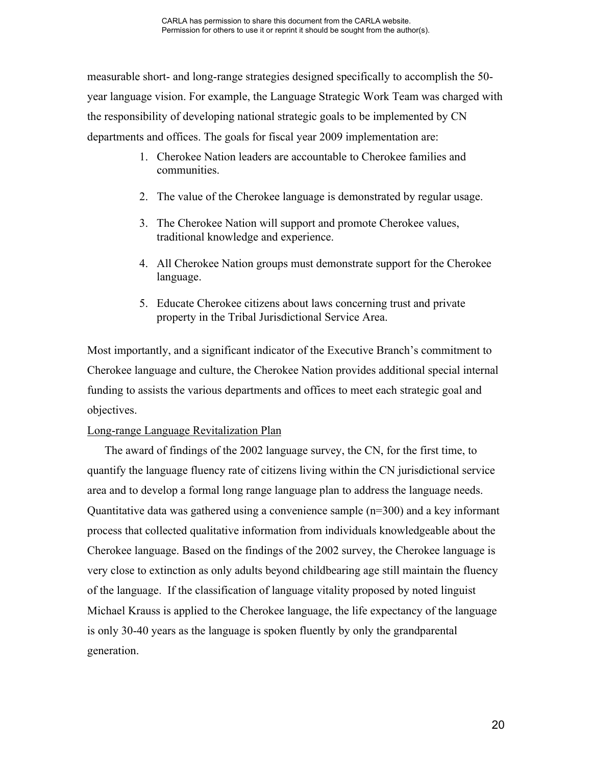measurable short- and long-range strategies designed specifically to accomplish the 50-year language vision. For example, the Language Strategic Work Team was charged with the responsibility of developing national strategic goals to be implemented by CN departments and offices. The goals for fiscal year 2009 implementation are:

1. Cherokee Nation leaders are accountable to Cherokee families and communities.
2. The value of the Cherokee language is demonstrated by regular usage.
3. The Cherokee Nation will support and promote Cherokee values, traditional knowledge and experience.
4. All Cherokee Nation groups must demonstrate support for the Cherokee language.
5. Educate Cherokee citizens about laws concerning trust and private property in the Tribal Jurisdictional Service Area.

Most importantly, and a significant indicator of the Executive Branch's commitment to Cherokee language and culture, the Cherokee Nation provides additional special internal funding to assists the various departments and offices to meet each strategic goal and objectives.

Long-range Language Revitalization Plan

The award of findings of the 2002 language survey, the CN, for the first time, to quantify the language fluency rate of citizens living within the CN jurisdictional service area and to develop a formal long range language plan to address the language needs. Quantitative data was gathered using a convenience sample (n=300) and a key informant process that collected qualitative information from individuals knowledgeable about the Cherokee language. Based on the findings of the 2002 survey, the Cherokee language is very close to extinction as only adults beyond childbearing age still maintain the fluency of the language. If the classification of language vitality proposed by noted linguist Michael Krauss is applied to the Cherokee language, the life expectancy of the language is only 30-40 years as the language is spoken fluently by only the grandparental generation.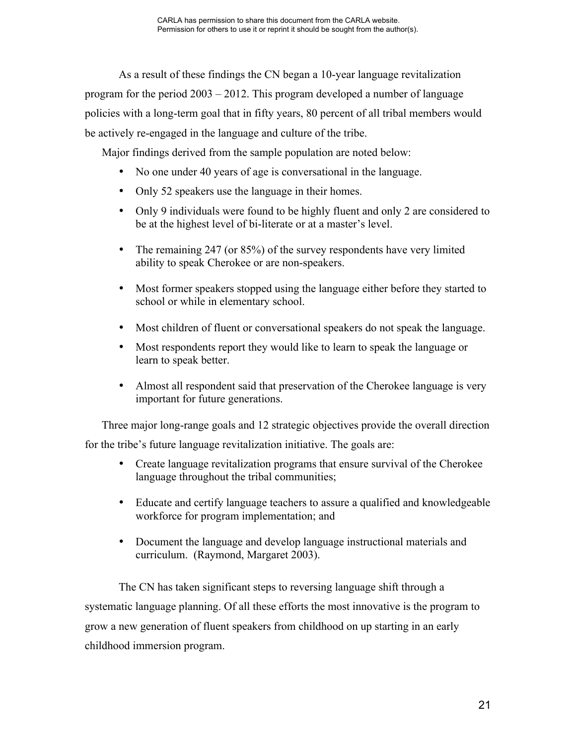As a result of these findings the CN began a 10-year language revitalization program for the period 2003 – 2012. This program developed a number of language policies with a long-term goal that in fifty years, 80 percent of all tribal members would be actively re-engaged in the language and culture of the tribe.

Major findings derived from the sample population are noted below:

- No one under 40 years of age is conversational in the language.
- Only 52 speakers use the language in their homes.
- Only 9 individuals were found to be highly fluent and only 2 are considered to be at the highest level of bi-literate or at a master's level.
- The remaining 247 (or 85%) of the survey respondents have very limited ability to speak Cherokee or are non-speakers.
- Most former speakers stopped using the language either before they started to school or while in elementary school.
- Most children of fluent or conversational speakers do not speak the language.
- Most respondents report they would like to learn to speak the language or learn to speak better.
- Almost all respondent said that preservation of the Cherokee language is very important for future generations.

Three major long-range goals and 12 strategic objectives provide the overall direction for the tribe's future language revitalization initiative. The goals are:

- Create language revitalization programs that ensure survival of the Cherokee language throughout the tribal communities;
- Educate and certify language teachers to assure a qualified and knowledgeable workforce for program implementation; and
- Document the language and develop language instructional materials and curriculum. (Raymond, Margaret 2003).

The CN has taken significant steps to reversing language shift through a systematic language planning. Of all these efforts the most innovative is the program to grow a new generation of fluent speakers from childhood on up starting in an early childhood immersion program.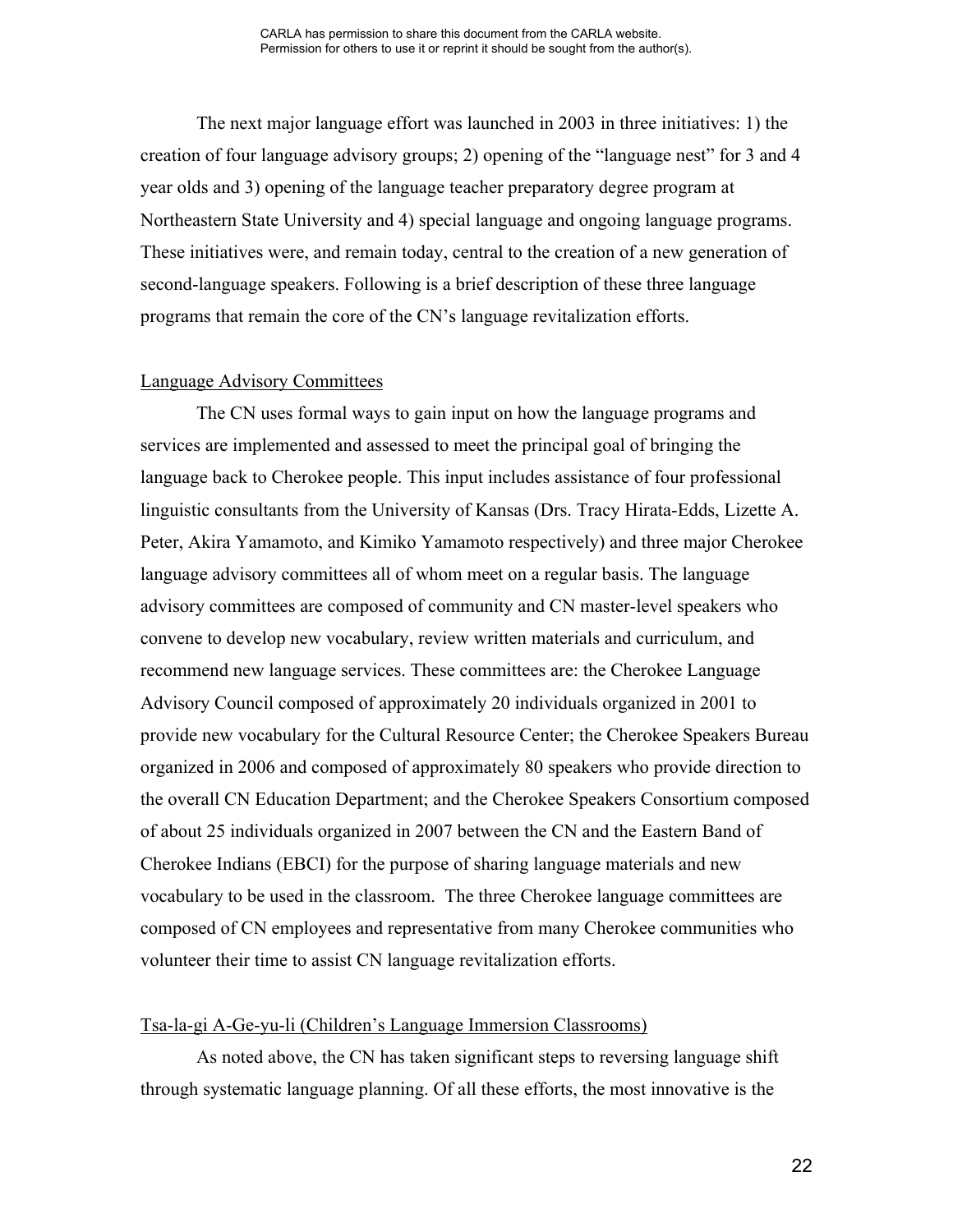The next major language effort was launched in 2003 in three initiatives: 1) the creation of four language advisory groups; 2) opening of the "language nest" for 3 and 4 year olds and 3) opening of the language teacher preparatory degree program at Northeastern State University and 4) special language and ongoing language programs. These initiatives were, and remain today, central to the creation of a new generation of second-language speakers. Following is a brief description of these three language programs that remain the core of the CN's language revitalization efforts.

## Language Advisory Committees

The CN uses formal ways to gain input on how the language programs and services are implemented and assessed to meet the principal goal of bringing the language back to Cherokee people. This input includes assistance of four professional linguistic consultants from the University of Kansas (Drs. Tracy Hirata-Edds, Lizette A. Peter, Akira Yamamoto, and Kimiko Yamamoto respectively) and three major Cherokee language advisory committees all of whom meet on a regular basis. The language advisory committees are composed of community and CN master-level speakers who convene to develop new vocabulary, review written materials and curriculum, and recommend new language services. These committees are: the Cherokee Language Advisory Council composed of approximately 20 individuals organized in 2001 to provide new vocabulary for the Cultural Resource Center; the Cherokee Speakers Bureau organized in 2006 and composed of approximately 80 speakers who provide direction to the overall CN Education Department; and the Cherokee Speakers Consortium composed of about 25 individuals organized in 2007 between the CN and the Eastern Band of Cherokee Indians (EBCI) for the purpose of sharing language materials and new vocabulary to be used in the classroom. The three Cherokee language committees are composed of CN employees and representative from many Cherokee communities who volunteer their time to assist CN language revitalization efforts.

## Tsa-la-gi A-Ge-yu-li (Children's Language Immersion Classrooms)

As noted above, the CN has taken significant steps to reversing language shift through systematic language planning. Of all these efforts, the most innovative is the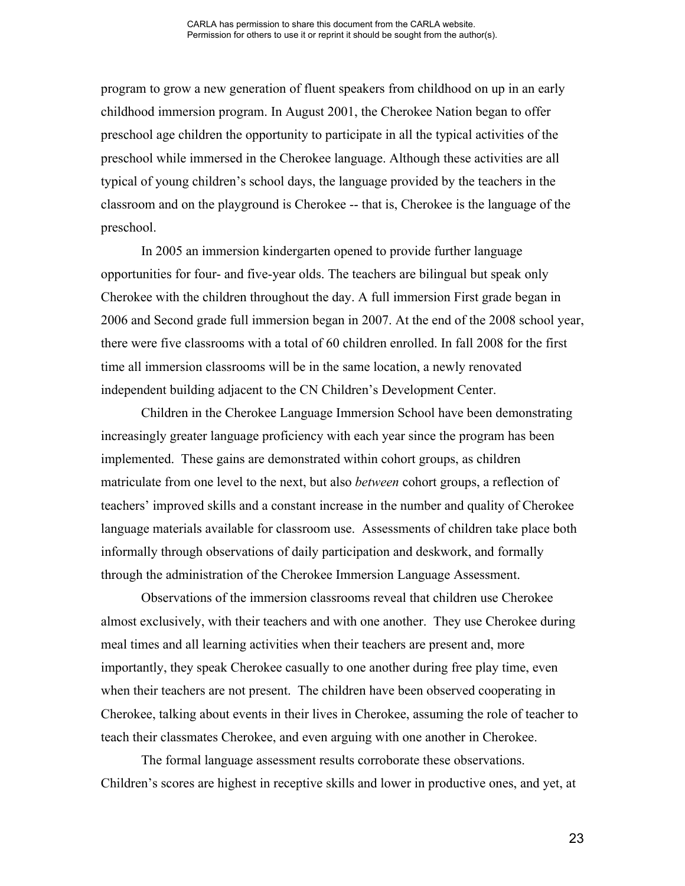program to grow a new generation of fluent speakers from childhood on up in an early childhood immersion program. In August 2001, the Cherokee Nation began to offer preschool age children the opportunity to participate in all the typical activities of the preschool while immersed in the Cherokee language. Although these activities are all typical of young children's school days, the language provided by the teachers in the classroom and on the playground is Cherokee -- that is, Cherokee is the language of the preschool.

In 2005 an immersion kindergarten opened to provide further language opportunities for four- and five-year olds. The teachers are bilingual but speak only Cherokee with the children throughout the day. A full immersion First grade began in 2006 and Second grade full immersion began in 2007. At the end of the 2008 school year, there were five classrooms with a total of 60 children enrolled. In fall 2008 for the first time all immersion classrooms will be in the same location, a newly renovated independent building adjacent to the CN Children's Development Center.

Children in the Cherokee Language Immersion School have been demonstrating increasingly greater language proficiency with each year since the program has been implemented. These gains are demonstrated within cohort groups, as children matriculate from one level to the next, but also *between* cohort groups, a reflection of teachers' improved skills and a constant increase in the number and quality of Cherokee language materials available for classroom use. Assessments of children take place both informally through observations of daily participation and deskwork, and formally through the administration of the Cherokee Immersion Language Assessment.

Observations of the immersion classrooms reveal that children use Cherokee almost exclusively, with their teachers and with one another. They use Cherokee during meal times and all learning activities when their teachers are present and, more importantly, they speak Cherokee casually to one another during free play time, even when their teachers are not present. The children have been observed cooperating in Cherokee, talking about events in their lives in Cherokee, assuming the role of teacher to teach their classmates Cherokee, and even arguing with one another in Cherokee.

The formal language assessment results corroborate these observations. Children's scores are highest in receptive skills and lower in productive ones, and yet, at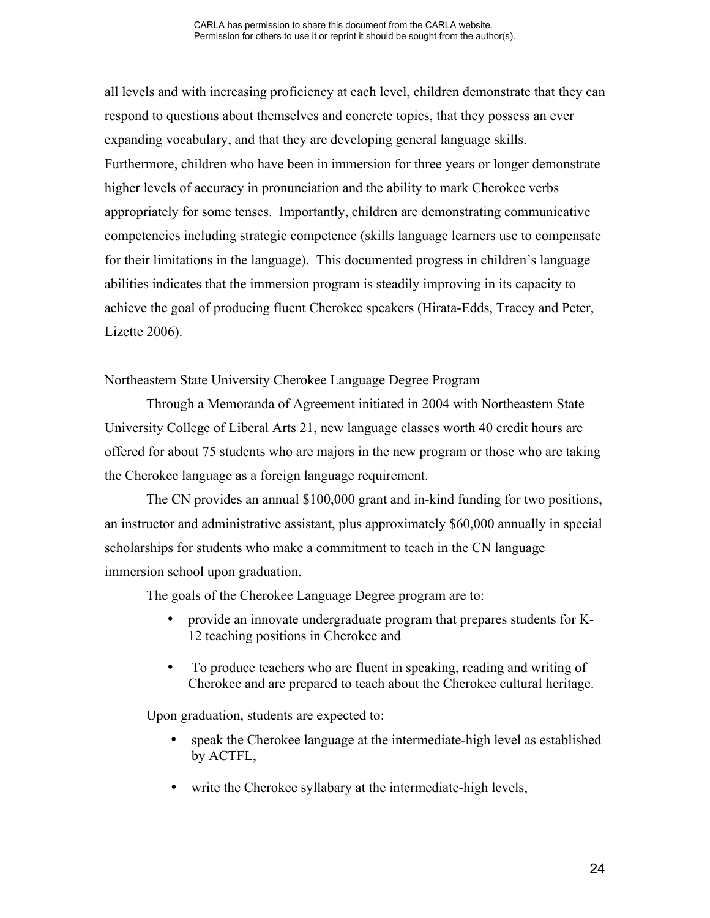all levels and with increasing proficiency at each level, children demonstrate that they can respond to questions about themselves and concrete topics, that they possess an ever expanding vocabulary, and that they are developing general language skills. Furthermore, children who have been in immersion for three years or longer demonstrate higher levels of accuracy in pronunciation and the ability to mark Cherokee verbs appropriately for some tenses. Importantly, children are demonstrating communicative competencies including strategic competence (skills language learners use to compensate for their limitations in the language). This documented progress in children's language abilities indicates that the immersion program is steadily improving in its capacity to achieve the goal of producing fluent Cherokee speakers (Hirata-Edds, Tracey and Peter, Lizette 2006).

Northeastern State University Cherokee Language Degree Program

Through a Memoranda of Agreement initiated in 2004 with Northeastern State University College of Liberal Arts 21, new language classes worth 40 credit hours are offered for about 75 students who are majors in the new program or those who are taking the Cherokee language as a foreign language requirement.

The CN provides an annual $100,000 grant and in-kind funding for two positions, an instructor and administrative assistant, plus approximately $60,000 annually in special scholarships for students who make a commitment to teach in the CN language immersion school upon graduation.

The goals of the Cherokee Language Degree program are to:

- provide an innovate undergraduate program that prepares students for K-12 teaching positions in Cherokee and
- To produce teachers who are fluent in speaking, reading and writing of Cherokee and are prepared to teach about the Cherokee cultural heritage.

Upon graduation, students are expected to:

- speak the Cherokee language at the intermediate-high level as established by ACTFL,
- write the Cherokee syllabary at the intermediate-high levels,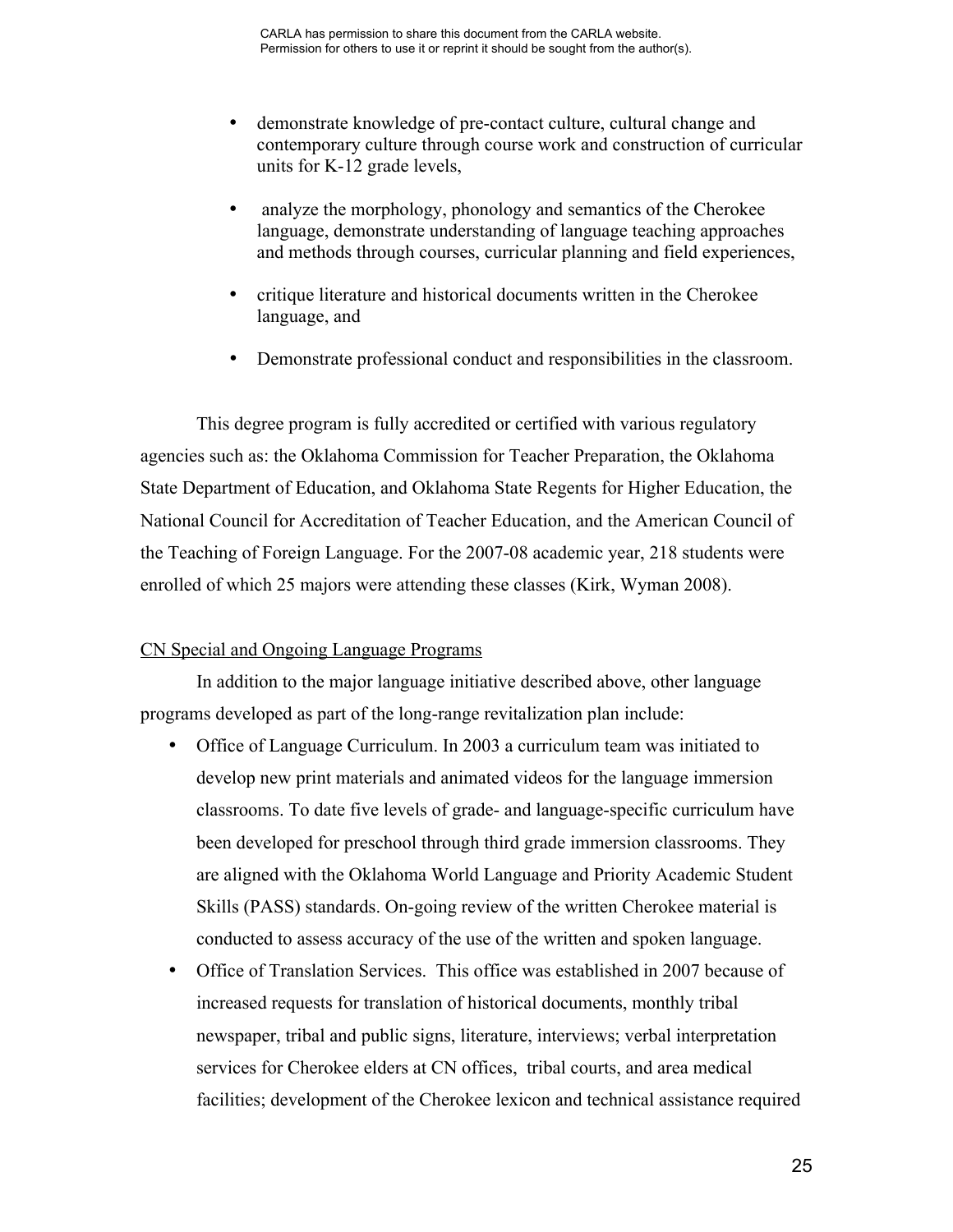- demonstrate knowledge of pre-contact culture, cultural change and contemporary culture through course work and construction of curricular units for K-12 grade levels,
- analyze the morphology, phonology and semantics of the Cherokee language, demonstrate understanding of language teaching approaches and methods through courses, curricular planning and field experiences,
- critique literature and historical documents written in the Cherokee language, and
- Demonstrate professional conduct and responsibilities in the classroom.

This degree program is fully accredited or certified with various regulatory agencies such as: the Oklahoma Commission for Teacher Preparation, the Oklahoma State Department of Education, and Oklahoma State Regents for Higher Education, the National Council for Accreditation of Teacher Education, and the American Council of the Teaching of Foreign Language. For the 2007-08 academic year, 218 students were enrolled of which 25 majors were attending these classes (Kirk, Wyman 2008).

<u>CN Special and Ongoing Language Programs</u>

In addition to the major language initiative described above, other language programs developed as part of the long-range revitalization plan include:

- Office of Language Curriculum. In 2003 a curriculum team was initiated to develop new print materials and animated videos for the language immersion classrooms. To date five levels of grade- and language-specific curriculum have been developed for preschool through third grade immersion classrooms. They are aligned with the Oklahoma World Language and Priority Academic Student Skills (PASS) standards. On-going review of the written Cherokee material is conducted to assess accuracy of the use of the written and spoken language.
- Office of Translation Services. This office was established in 2007 because of increased requests for translation of historical documents, monthly tribal newspaper, tribal and public signs, literature, interviews; verbal interpretation services for Cherokee elders at CN offices, tribal courts, and area medical facilities; development of the Cherokee lexicon and technical assistance required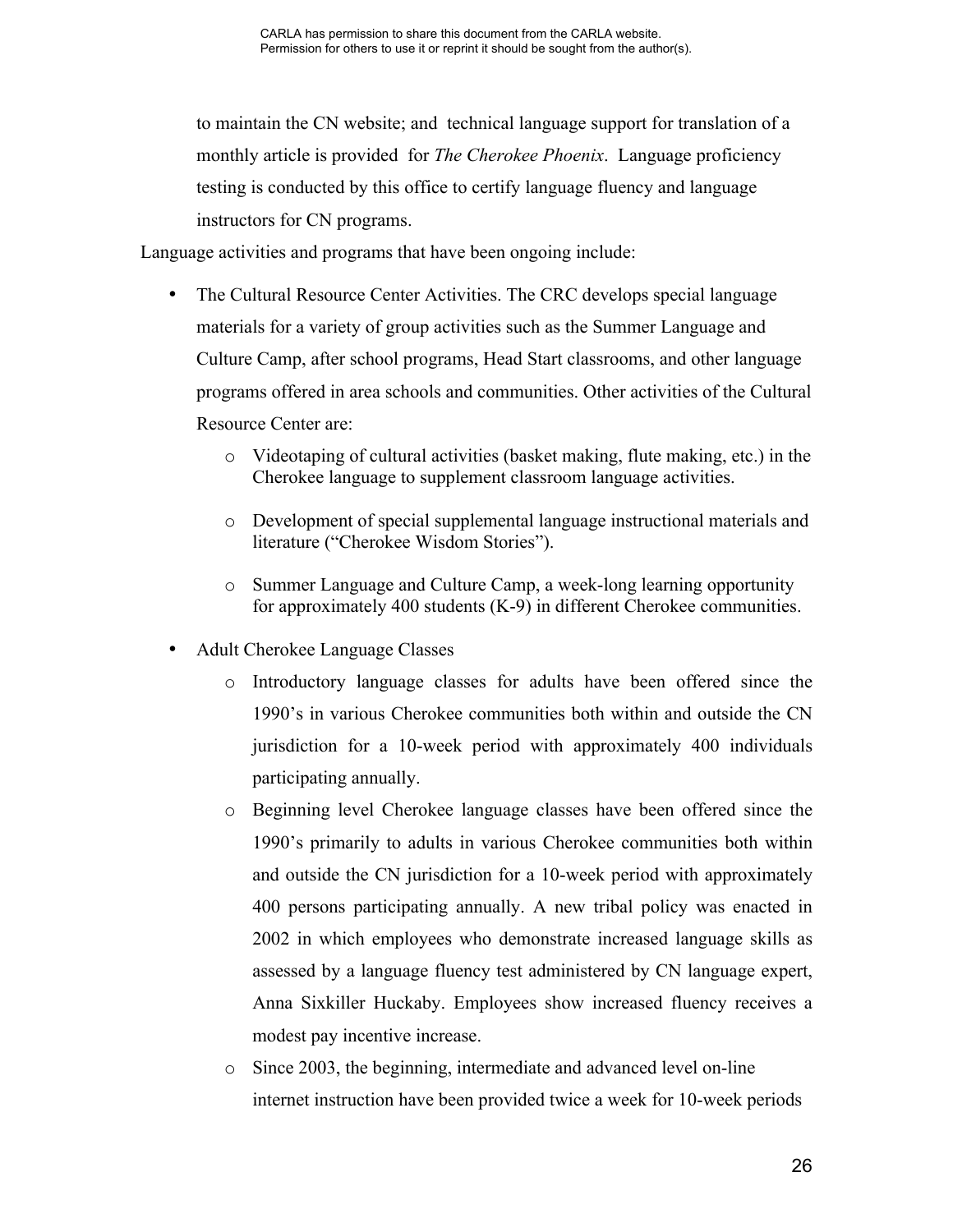to maintain the CN website; and technical language support for translation of a monthly article is provided for *The Cherokee Phoenix*. Language proficiency testing is conducted by this office to certify language fluency and language instructors for CN programs.

Language activities and programs that have been ongoing include:

- The Cultural Resource Center Activities. The CRC develops special language materials for a variety of group activities such as the Summer Language and Culture Camp, after school programs, Head Start classrooms, and other language programs offered in area schools and communities. Other activities of the Cultural Resource Center are:
  - Videotaping of cultural activities (basket making, flute making, etc.) in the Cherokee language to supplement classroom language activities.
  - Development of special supplemental language instructional materials and literature ("Cherokee Wisdom Stories").
  - Summer Language and Culture Camp, a week-long learning opportunity for approximately 400 students (K-9) in different Cherokee communities.
- Adult Cherokee Language Classes
  - Introductory language classes for adults have been offered since the 1990's in various Cherokee communities both within and outside the CN jurisdiction for a 10-week period with approximately 400 individuals participating annually.
  - Beginning level Cherokee language classes have been offered since the 1990's primarily to adults in various Cherokee communities both within and outside the CN jurisdiction for a 10-week period with approximately 400 persons participating annually. A new tribal policy was enacted in 2002 in which employees who demonstrate increased language skills as assessed by a language fluency test administered by CN language expert, Anna Sixkiller Huckaby. Employees show increased fluency receives a modest pay incentive increase.
  - Since 2003, the beginning, intermediate and advanced level on-line internet instruction have been provided twice a week for 10-week periods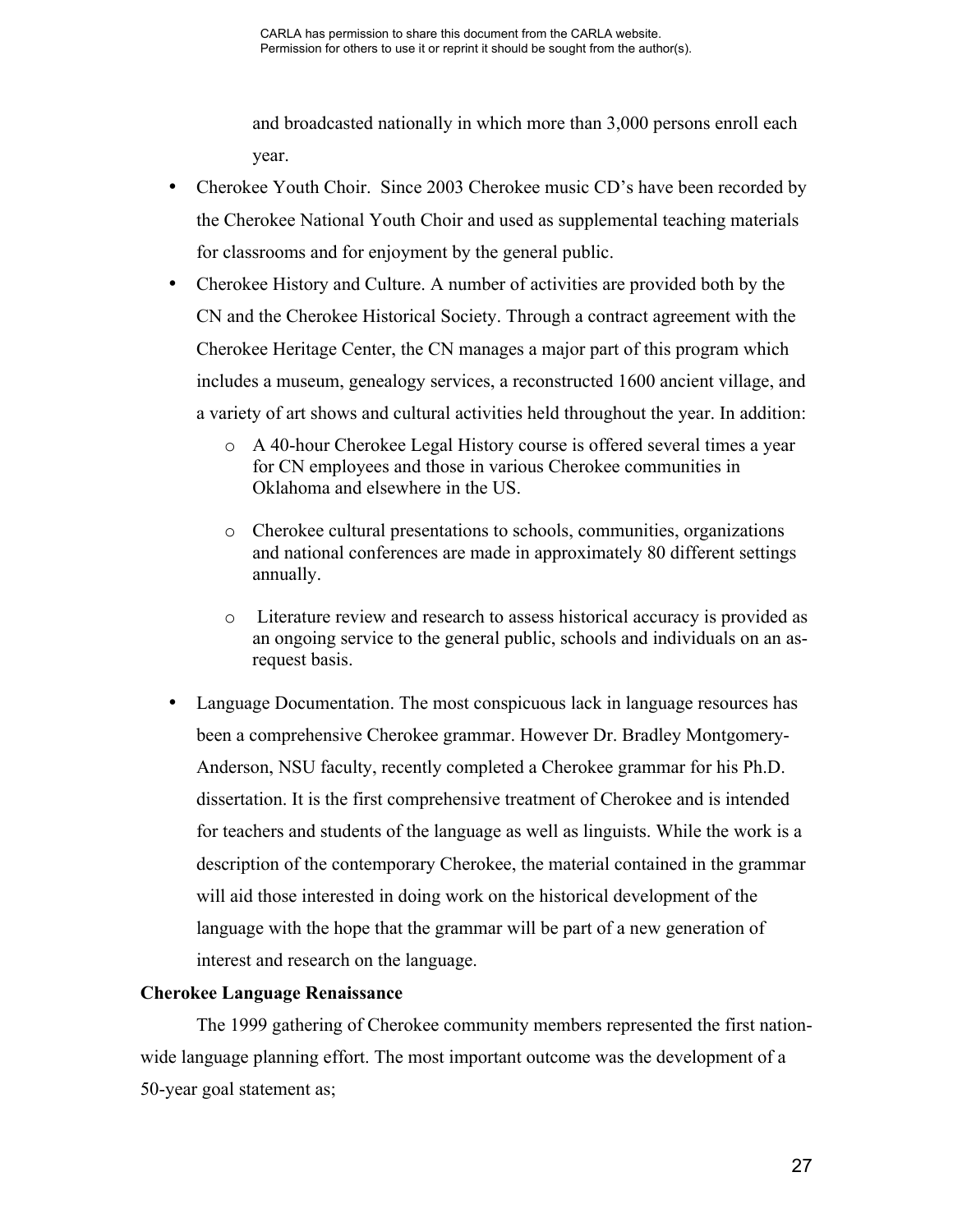and broadcasted nationally in which more than 3,000 persons enroll each year.

- Cherokee Youth Choir. Since 2003 Cherokee music CD's have been recorded by the Cherokee National Youth Choir and used as supplemental teaching materials for classrooms and for enjoyment by the general public.
- Cherokee History and Culture. A number of activities are provided both by the CN and the Cherokee Historical Society. Through a contract agreement with the Cherokee Heritage Center, the CN manages a major part of this program which includes a museum, genealogy services, a reconstructed 1600 ancient village, and a variety of art shows and cultural activities held throughout the year. In addition:
  - A 40-hour Cherokee Legal History course is offered several times a year for CN employees and those in various Cherokee communities in Oklahoma and elsewhere in the US.
  - Cherokee cultural presentations to schools, communities, organizations and national conferences are made in approximately 80 different settings annually.
  - Literature review and research to assess historical accuracy is provided as an ongoing service to the general public, schools and individuals on an as-request basis.
- Language Documentation. The most conspicuous lack in language resources has been a comprehensive Cherokee grammar. However Dr. Bradley Montgomery-Anderson, NSU faculty, recently completed a Cherokee grammar for his Ph.D. dissertation. It is the first comprehensive treatment of Cherokee and is intended for teachers and students of the language as well as linguists. While the work is a description of the contemporary Cherokee, the material contained in the grammar will aid those interested in doing work on the historical development of the language with the hope that the grammar will be part of a new generation of interest and research on the language.

**Cherokee Language Renaissance**

The 1999 gathering of Cherokee community members represented the first nation-wide language planning effort. The most important outcome was the development of a 50-year goal statement as;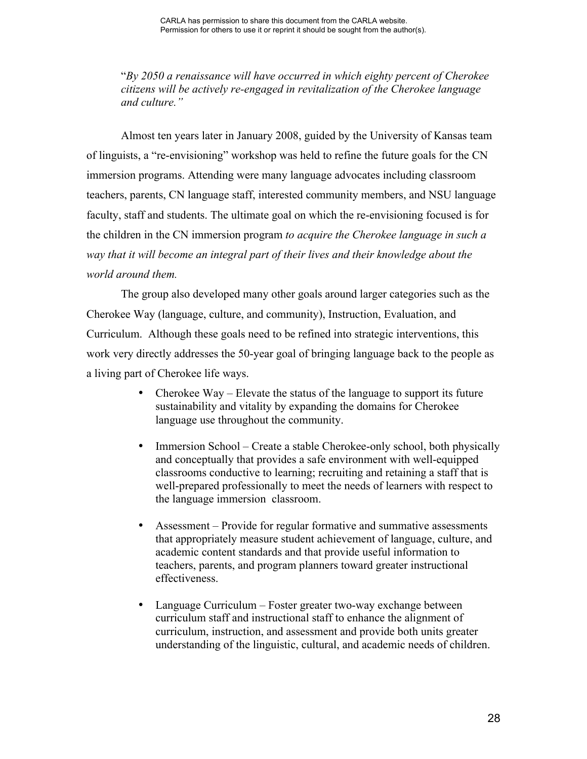"*By 2050 a renaissance will have occurred in which eighty percent of Cherokee citizens will be actively re-engaged in revitalization of the Cherokee language and culture.*"

Almost ten years later in January 2008, guided by the University of Kansas team of linguists, a "re-envisioning" workshop was held to refine the future goals for the CN immersion programs. Attending were many language advocates including classroom teachers, parents, CN language staff, interested community members, and NSU language faculty, staff and students. The ultimate goal on which the re-envisioning focused is for the children in the CN immersion program *to acquire the Cherokee language in such a way that it will become an integral part of their lives and their knowledge about the world around them.*

The group also developed many other goals around larger categories such as the Cherokee Way (language, culture, and community), Instruction, Evaluation, and Curriculum. Although these goals need to be refined into strategic interventions, this work very directly addresses the 50-year goal of bringing language back to the people as a living part of Cherokee life ways.

- Cherokee Way – Elevate the status of the language to support its future sustainability and vitality by expanding the domains for Cherokee language use throughout the community.
- Immersion School – Create a stable Cherokee-only school, both physically and conceptually that provides a safe environment with well-equipped classrooms conductive to learning; recruiting and retaining a staff that is well-prepared professionally to meet the needs of learners with respect to the language immersion classroom.
- Assessment – Provide for regular formative and summative assessments that appropriately measure student achievement of language, culture, and academic content standards and that provide useful information to teachers, parents, and program planners toward greater instructional effectiveness.
- Language Curriculum – Foster greater two-way exchange between curriculum staff and instructional staff to enhance the alignment of curriculum, instruction, and assessment and provide both units greater understanding of the linguistic, cultural, and academic needs of children.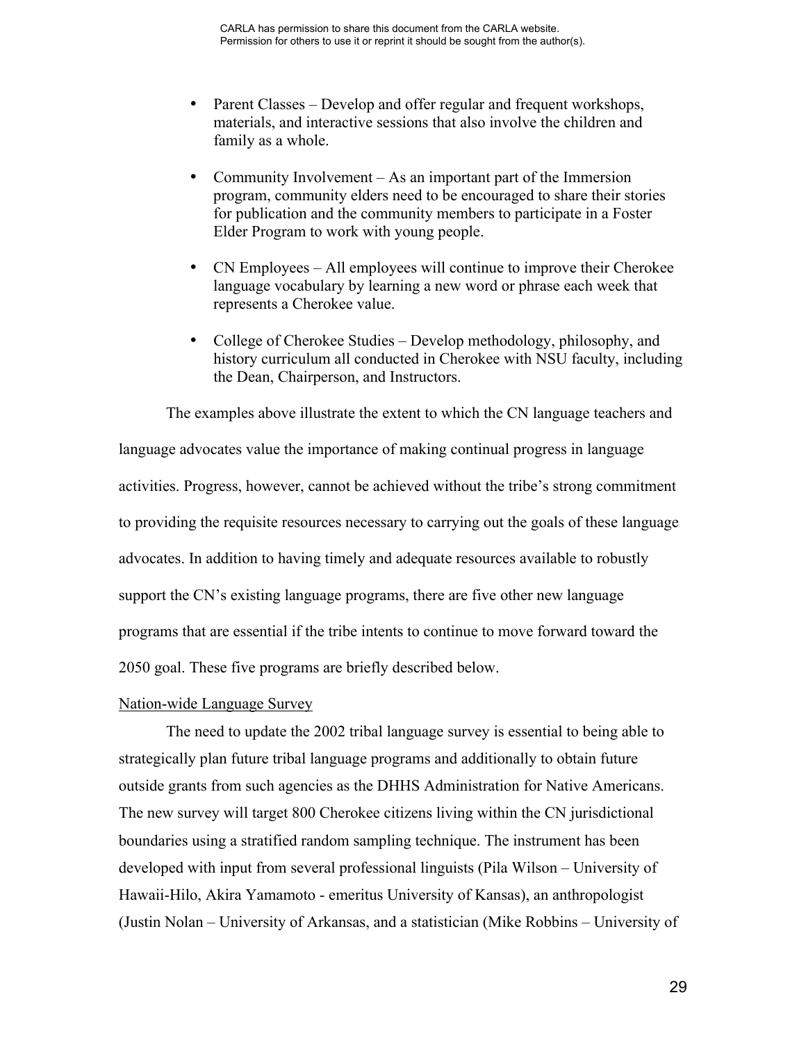- Parent Classes – Develop and offer regular and frequent workshops, materials, and interactive sessions that also involve the children and family as a whole.

- Community Involvement – As an important part of the Immersion program, community elders need to be encouraged to share their stories for publication and the community members to participate in a Foster Elder Program to work with young people.

- CN Employees – All employees will continue to improve their Cherokee language vocabulary by learning a new word or phrase each week that represents a Cherokee value.

- College of Cherokee Studies – Develop methodology, philosophy, and history curriculum all conducted in Cherokee with NSU faculty, including the Dean, Chairperson, and Instructors.

The examples above illustrate the extent to which the CN language teachers and language advocates value the importance of making continual progress in language activities. Progress, however, cannot be achieved without the tribe's strong commitment to providing the requisite resources necessary to carrying out the goals of these language advocates. In addition to having timely and adequate resources available to robustly support the CN's existing language programs, there are five other new language programs that are essential if the tribe intents to continue to move forward toward the 2050 goal. These five programs are briefly described below.

<u>Nation-wide Language Survey</u>

The need to update the 2002 tribal language survey is essential to being able to strategically plan future tribal language programs and additionally to obtain future outside grants from such agencies as the DHHS Administration for Native Americans. The new survey will target 800 Cherokee citizens living within the CN jurisdictional boundaries using a stratified random sampling technique. The instrument has been developed with input from several professional linguists (Pila Wilson – University of Hawaii-Hilo, Akira Yamamoto - emeritus University of Kansas), an anthropologist (Justin Nolan – University of Arkansas, and a statistician (Mike Robbins – University of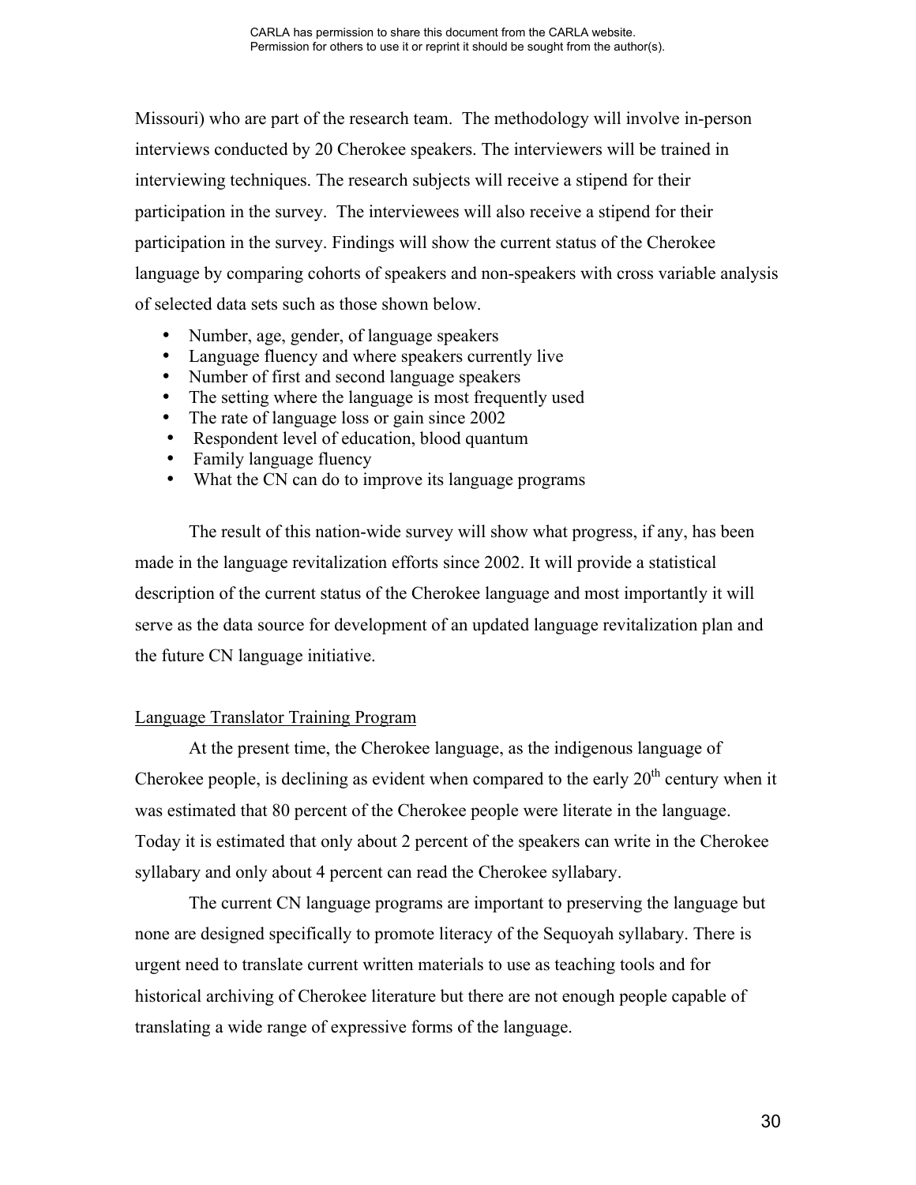Missouri) who are part of the research team. The methodology will involve in-person interviews conducted by 20 Cherokee speakers. The interviewers will be trained in interviewing techniques. The research subjects will receive a stipend for their participation in the survey. The interviewees will also receive a stipend for their participation in the survey. Findings will show the current status of the Cherokee language by comparing cohorts of speakers and non-speakers with cross variable analysis of selected data sets such as those shown below.

- Number, age, gender, of language speakers
- Language fluency and where speakers currently live
- Number of first and second language speakers
- The setting where the language is most frequently used
- The rate of language loss or gain since 2002
- Respondent level of education, blood quantum
- Family language fluency
- What the CN can do to improve its language programs

The result of this nation-wide survey will show what progress, if any, has been made in the language revitalization efforts since 2002. It will provide a statistical description of the current status of the Cherokee language and most importantly it will serve as the data source for development of an updated language revitalization plan and the future CN language initiative.

## Language Translator Training Program

At the present time, the Cherokee language, as the indigenous language of Cherokee people, is declining as evident when compared to the early 20th century when it was estimated that 80 percent of the Cherokee people were literate in the language. Today it is estimated that only about 2 percent of the speakers can write in the Cherokee syllabary and only about 4 percent can read the Cherokee syllabary.

The current CN language programs are important to preserving the language but none are designed specifically to promote literacy of the Sequoyah syllabary. There is urgent need to translate current written materials to use as teaching tools and for historical archiving of Cherokee literature but there are not enough people capable of translating a wide range of expressive forms of the language.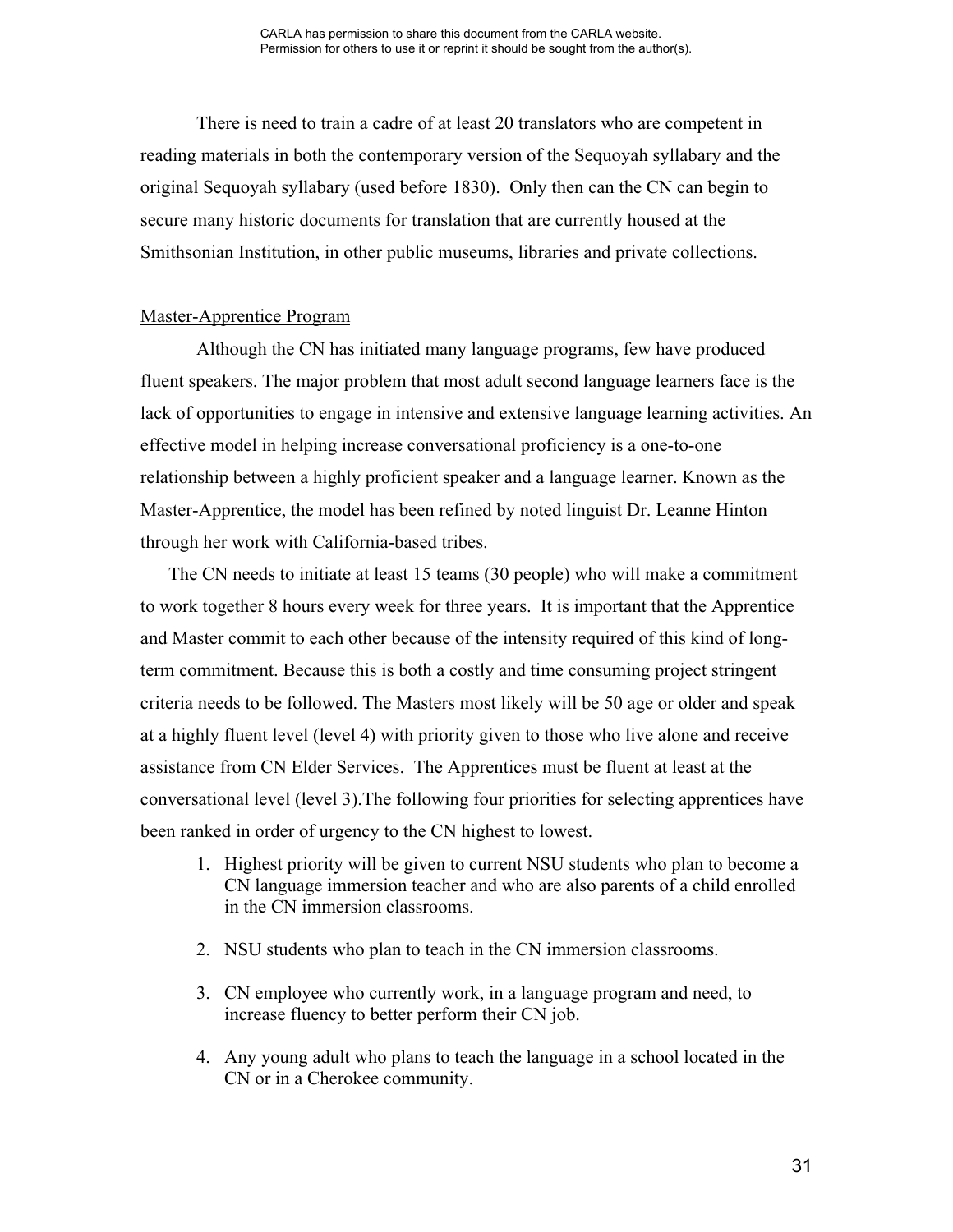There is need to train a cadre of at least 20 translators who are competent in reading materials in both the contemporary version of the Sequoyah syllabary and the original Sequoyah syllabary (used before 1830). Only then can the CN can begin to secure many historic documents for translation that are currently housed at the Smithsonian Institution, in other public museums, libraries and private collections.

Master-Apprentice Program

Although the CN has initiated many language programs, few have produced fluent speakers. The major problem that most adult second language learners face is the lack of opportunities to engage in intensive and extensive language learning activities. An effective model in helping increase conversational proficiency is a one-to-one relationship between a highly proficient speaker and a language learner. Known as the Master-Apprentice, the model has been refined by noted linguist Dr. Leanne Hinton through her work with California-based tribes.

The CN needs to initiate at least 15 teams (30 people) who will make a commitment to work together 8 hours every week for three years. It is important that the Apprentice and Master commit to each other because of the intensity required of this kind of long-term commitment. Because this is both a costly and time consuming project stringent criteria needs to be followed. The Masters most likely will be 50 age or older and speak at a highly fluent level (level 4) with priority given to those who live alone and receive assistance from CN Elder Services. The Apprentices must be fluent at least at the conversational level (level 3).The following four priorities for selecting apprentices have been ranked in order of urgency to the CN highest to lowest.

1. Highest priority will be given to current NSU students who plan to become a CN language immersion teacher and who are also parents of a child enrolled in the CN immersion classrooms.

2. NSU students who plan to teach in the CN immersion classrooms.

3. CN employee who currently work, in a language program and need, to increase fluency to better perform their CN job.

4. Any young adult who plans to teach the language in a school located in the CN or in a Cherokee community.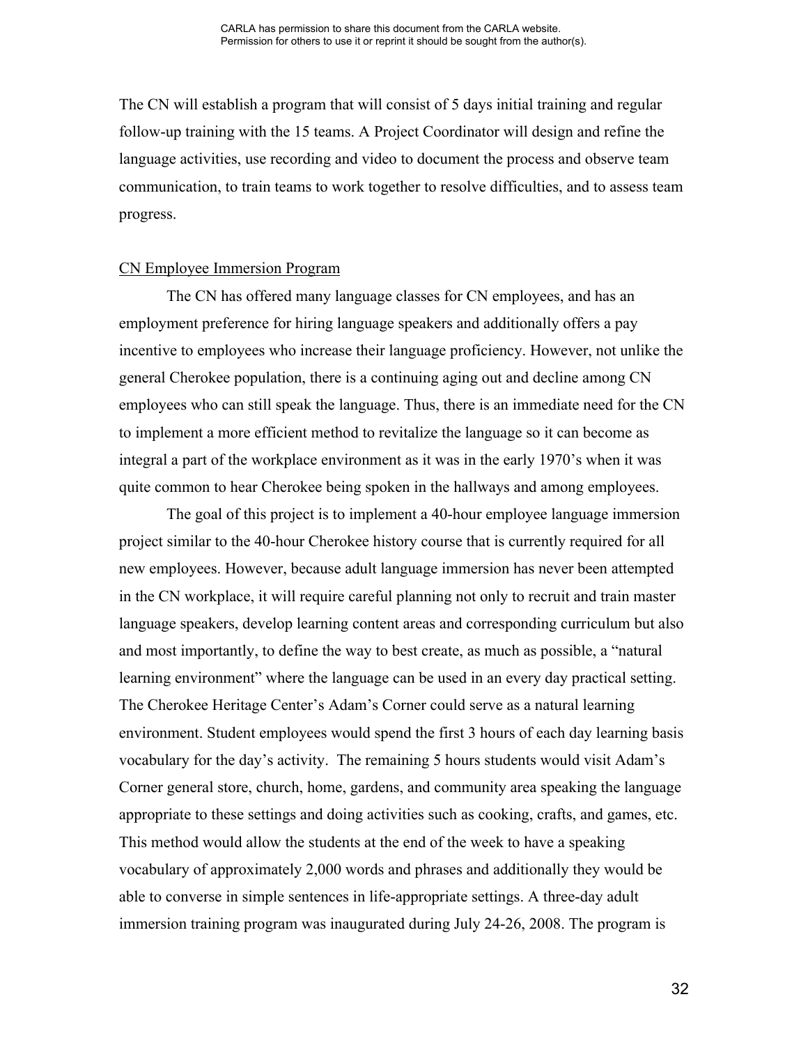The CN will establish a program that will consist of 5 days initial training and regular follow-up training with the 15 teams. A Project Coordinator will design and refine the language activities, use recording and video to document the process and observe team communication, to train teams to work together to resolve difficulties, and to assess team progress.

CN Employee Immersion Program

The CN has offered many language classes for CN employees, and has an employment preference for hiring language speakers and additionally offers a pay incentive to employees who increase their language proficiency. However, not unlike the general Cherokee population, there is a continuing aging out and decline among CN employees who can still speak the language. Thus, there is an immediate need for the CN to implement a more efficient method to revitalize the language so it can become as integral a part of the workplace environment as it was in the early 1970's when it was quite common to hear Cherokee being spoken in the hallways and among employees.

The goal of this project is to implement a 40-hour employee language immersion project similar to the 40-hour Cherokee history course that is currently required for all new employees. However, because adult language immersion has never been attempted in the CN workplace, it will require careful planning not only to recruit and train master language speakers, develop learning content areas and corresponding curriculum but also and most importantly, to define the way to best create, as much as possible, a "natural learning environment" where the language can be used in an every day practical setting. The Cherokee Heritage Center's Adam's Corner could serve as a natural learning environment. Student employees would spend the first 3 hours of each day learning basis vocabulary for the day's activity. The remaining 5 hours students would visit Adam's Corner general store, church, home, gardens, and community area speaking the language appropriate to these settings and doing activities such as cooking, crafts, and games, etc. This method would allow the students at the end of the week to have a speaking vocabulary of approximately 2,000 words and phrases and additionally they would be able to converse in simple sentences in life-appropriate settings. A three-day adult immersion training program was inaugurated during July 24-26, 2008. The program is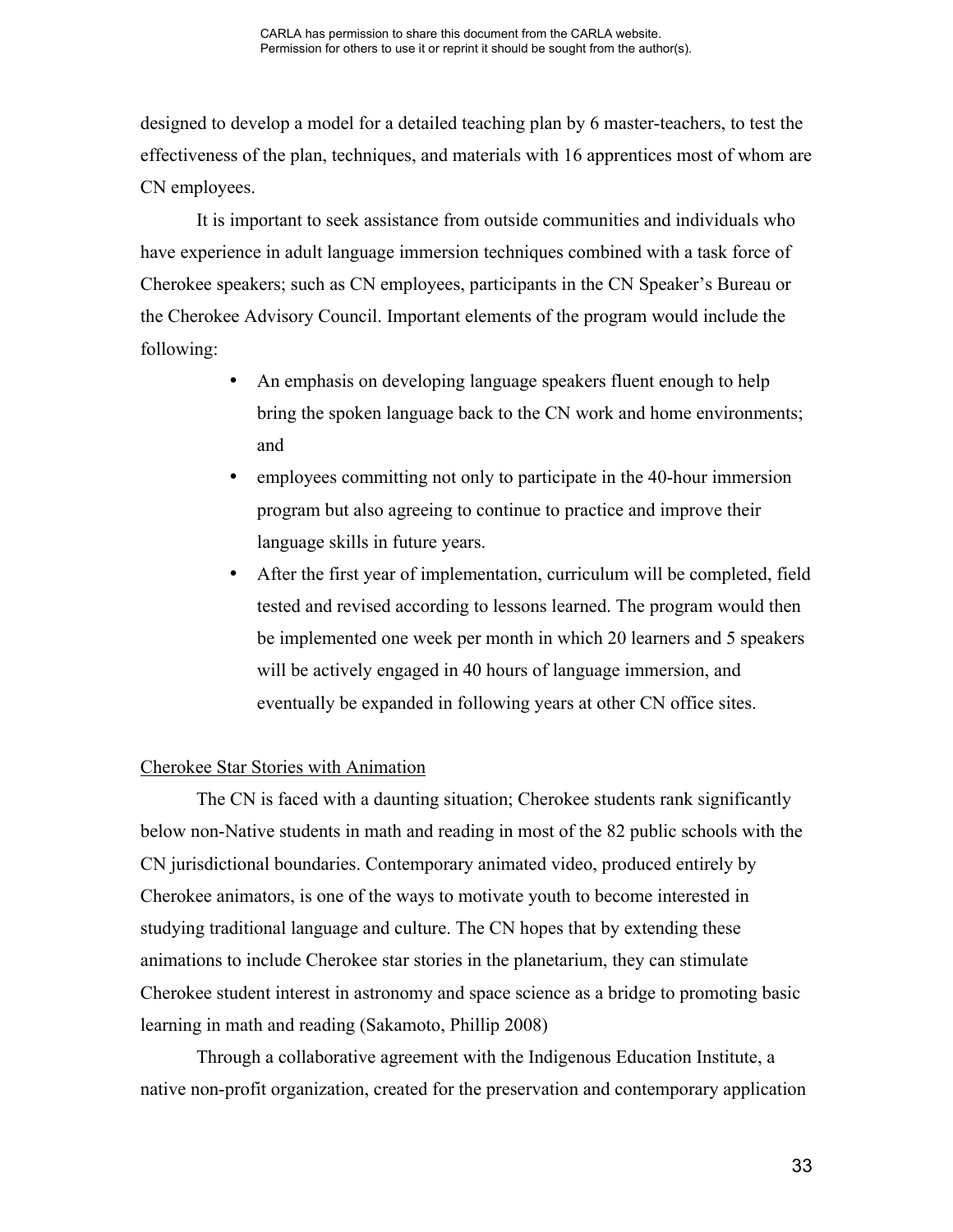designed to develop a model for a detailed teaching plan by 6 master-teachers, to test the effectiveness of the plan, techniques, and materials with 16 apprentices most of whom are CN employees.

It is important to seek assistance from outside communities and individuals who have experience in adult language immersion techniques combined with a task force of Cherokee speakers; such as CN employees, participants in the CN Speaker's Bureau or the Cherokee Advisory Council. Important elements of the program would include the following:

- An emphasis on developing language speakers fluent enough to help bring the spoken language back to the CN work and home environments; and
- employees committing not only to participate in the 40-hour immersion program but also agreeing to continue to practice and improve their language skills in future years.
- After the first year of implementation, curriculum will be completed, field tested and revised according to lessons learned. The program would then be implemented one week per month in which 20 learners and 5 speakers will be actively engaged in 40 hours of language immersion, and eventually be expanded in following years at other CN office sites.

Cherokee Star Stories with Animation

The CN is faced with a daunting situation; Cherokee students rank significantly below non-Native students in math and reading in most of the 82 public schools with the CN jurisdictional boundaries. Contemporary animated video, produced entirely by Cherokee animators, is one of the ways to motivate youth to become interested in studying traditional language and culture. The CN hopes that by extending these animations to include Cherokee star stories in the planetarium, they can stimulate Cherokee student interest in astronomy and space science as a bridge to promoting basic learning in math and reading (Sakamoto, Phillip 2008)

Through a collaborative agreement with the Indigenous Education Institute, a native non-profit organization, created for the preservation and contemporary application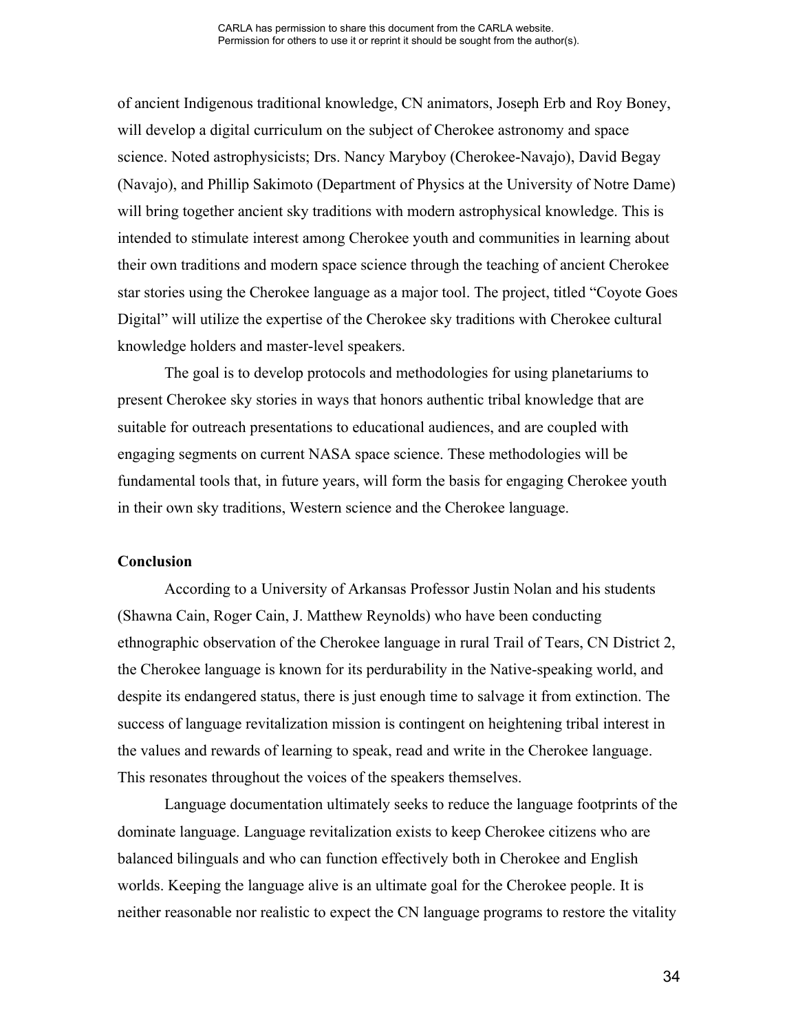of ancient Indigenous traditional knowledge, CN animators, Joseph Erb and Roy Boney, will develop a digital curriculum on the subject of Cherokee astronomy and space science. Noted astrophysicists; Drs. Nancy Maryboy (Cherokee-Navajo), David Begay (Navajo), and Phillip Sakimoto (Department of Physics at the University of Notre Dame) will bring together ancient sky traditions with modern astrophysical knowledge. This is intended to stimulate interest among Cherokee youth and communities in learning about their own traditions and modern space science through the teaching of ancient Cherokee star stories using the Cherokee language as a major tool. The project, titled "Coyote Goes Digital" will utilize the expertise of the Cherokee sky traditions with Cherokee cultural knowledge holders and master-level speakers.

The goal is to develop protocols and methodologies for using planetariums to present Cherokee sky stories in ways that honors authentic tribal knowledge that are suitable for outreach presentations to educational audiences, and are coupled with engaging segments on current NASA space science. These methodologies will be fundamental tools that, in future years, will form the basis for engaging Cherokee youth in their own sky traditions, Western science and the Cherokee language.

**Conclusion**

According to a University of Arkansas Professor Justin Nolan and his students (Shawna Cain, Roger Cain, J. Matthew Reynolds) who have been conducting ethnographic observation of the Cherokee language in rural Trail of Tears, CN District 2, the Cherokee language is known for its perdurability in the Native-speaking world, and despite its endangered status, there is just enough time to salvage it from extinction. The success of language revitalization mission is contingent on heightening tribal interest in the values and rewards of learning to speak, read and write in the Cherokee language. This resonates throughout the voices of the speakers themselves.

Language documentation ultimately seeks to reduce the language footprints of the dominate language. Language revitalization exists to keep Cherokee citizens who are balanced bilinguals and who can function effectively both in Cherokee and English worlds. Keeping the language alive is an ultimate goal for the Cherokee people. It is neither reasonable nor realistic to expect the CN language programs to restore the vitality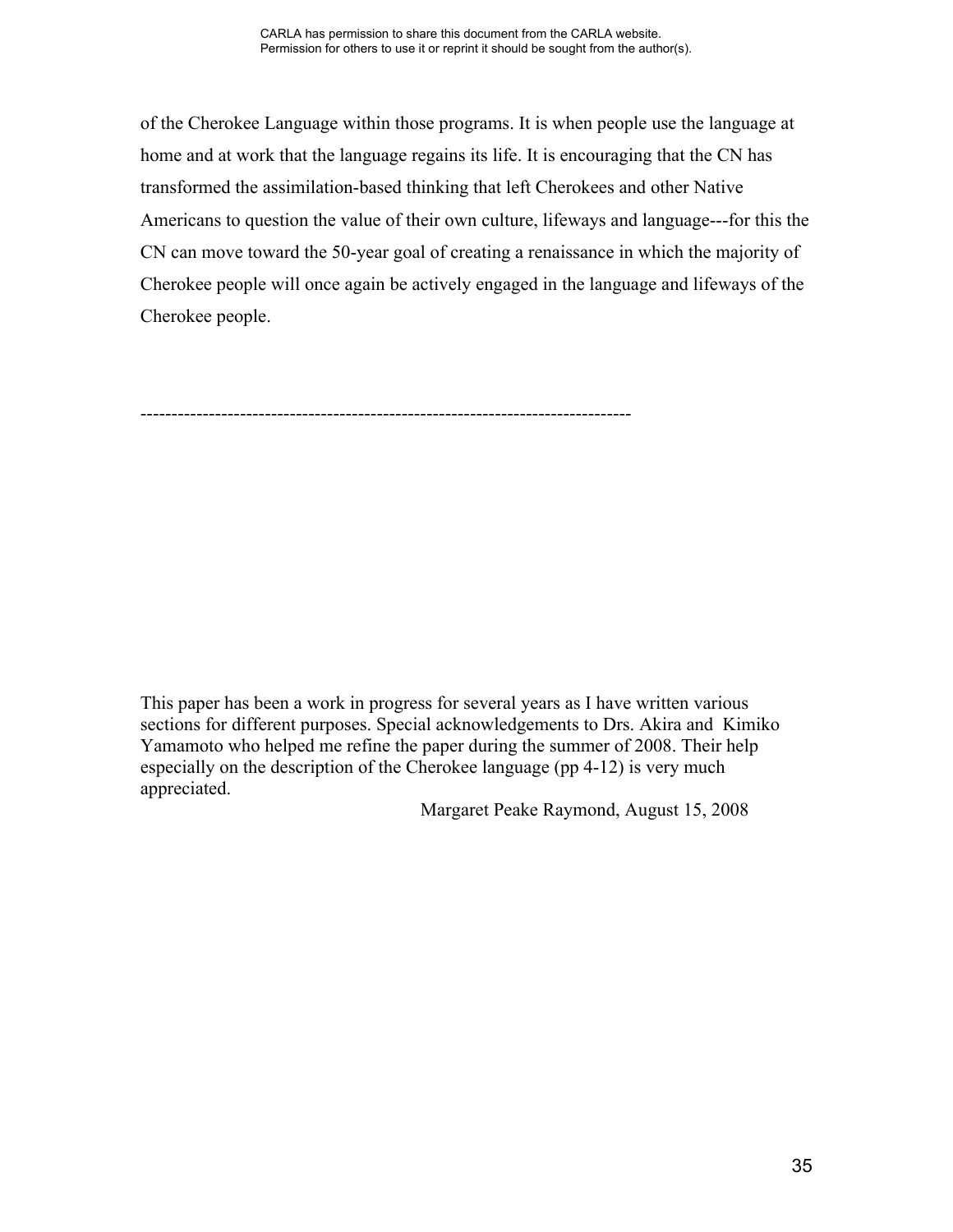of the Cherokee Language within those programs. It is when people use the language at home and at work that the language regains its life. It is encouraging that the CN has transformed the assimilation-based thinking that left Cherokees and other Native Americans to question the value of their own culture, lifeways and language---for this the CN can move toward the 50-year goal of creating a renaissance in which the majority of Cherokee people will once again be actively engaged in the language and lifeways of the Cherokee people.

---

This paper has been a work in progress for several years as I have written various sections for different purposes. Special acknowledgements to Drs. Akira and Kimiko Yamamoto who helped me refine the paper during the summer of 2008. Their help especially on the description of the Cherokee language (pp 4-12) is very much appreciated.

Margaret Peake Raymond, August 15, 2008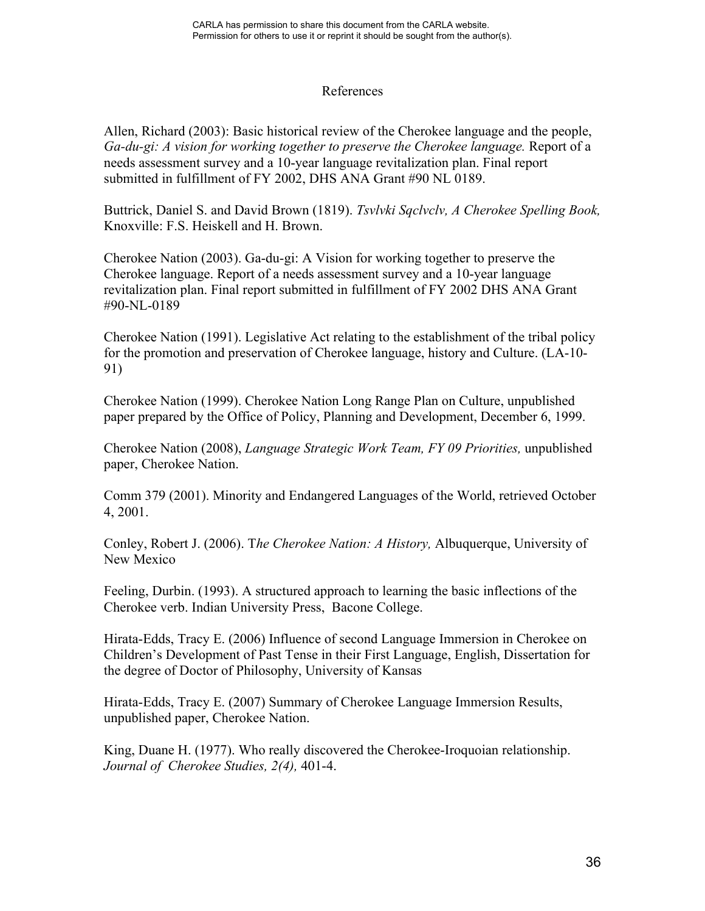CARLA has permission to share this document from the CARLA website.
Permission for others to use it or reprint it should be sought from the author(s).

# References

Allen, Richard (2003): Basic historical review of the Cherokee language and the people, *Ga-du-gi: A vision for working together to preserve the Cherokee language.* Report of a needs assessment survey and a 10-year language revitalization plan. Final report submitted in fulfillment of FY 2002, DHS ANA Grant #90 NL 0189.

Buttrick, Daniel S. and David Brown (1819). *Tsvlvki Sqclvclv, A Cherokee Spelling Book,* Knoxville: F.S. Heiskell and H. Brown.

Cherokee Nation (2003). Ga-du-gi: A Vision for working together to preserve the Cherokee language. Report of a needs assessment survey and a 10-year language revitalization plan. Final report submitted in fulfillment of FY 2002 DHS ANA Grant #90-NL-0189

Cherokee Nation (1991). Legislative Act relating to the establishment of the tribal policy for the promotion and preservation of Cherokee language, history and Culture. (LA-10-91)

Cherokee Nation (1999). Cherokee Nation Long Range Plan on Culture, unpublished paper prepared by the Office of Policy, Planning and Development, December 6, 1999.

Cherokee Nation (2008), *Language Strategic Work Team, FY 09 Priorities,* unpublished paper, Cherokee Nation.

Comm 379 (2001). Minority and Endangered Languages of the World, retrieved October 4, 2001.

Conley, Robert J. (2006). T*he Cherokee Nation: A History,* Albuquerque, University of New Mexico

Feeling, Durbin. (1993). A structured approach to learning the basic inflections of the Cherokee verb. Indian University Press, Bacone College.

Hirata-Edds, Tracy E. (2006) Influence of second Language Immersion in Cherokee on Children's Development of Past Tense in their First Language, English, Dissertation for the degree of Doctor of Philosophy, University of Kansas

Hirata-Edds, Tracy E. (2007) Summary of Cherokee Language Immersion Results, unpublished paper, Cherokee Nation.

King, Duane H. (1977). Who really discovered the Cherokee-Iroquoian relationship. *Journal of Cherokee Studies, 2(4),* 401-4.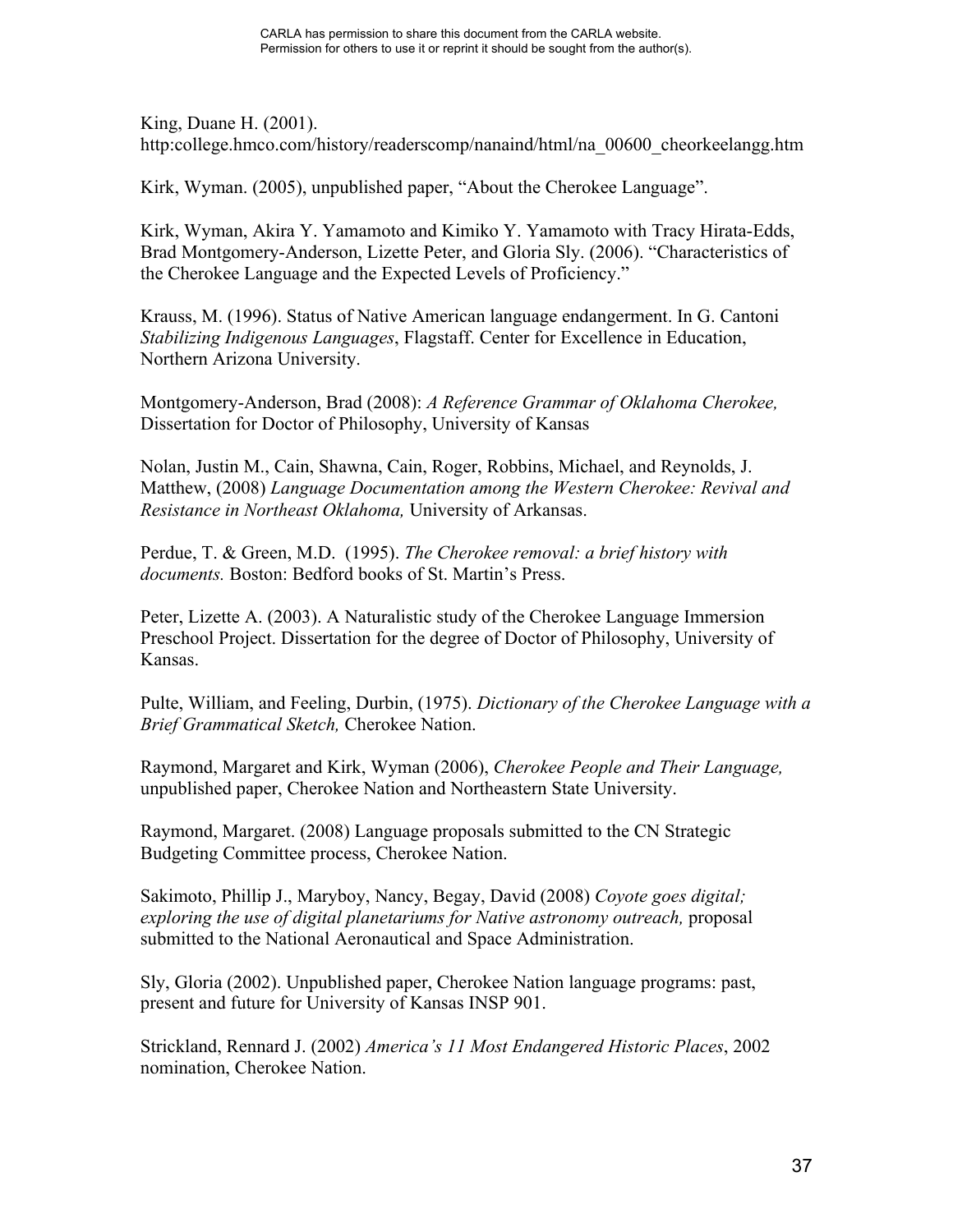King, Duane H. (2001). http:college.hmco.com/history/readerscomp/nanaind/html/na_00600_cheorkeelangg.htm

Kirk, Wyman. (2005), unpublished paper, "About the Cherokee Language".

Kirk, Wyman, Akira Y. Yamamoto and Kimiko Y. Yamamoto with Tracy Hirata-Edds, Brad Montgomery-Anderson, Lizette Peter, and Gloria Sly. (2006). "Characteristics of the Cherokee Language and the Expected Levels of Proficiency."

Krauss, M. (1996). Status of Native American language endangerment. In G. Cantoni *Stabilizing Indigenous Languages*, Flagstaff. Center for Excellence in Education, Northern Arizona University.

Montgomery-Anderson, Brad (2008): *A Reference Grammar of Oklahoma Cherokee,* Dissertation for Doctor of Philosophy, University of Kansas

Nolan, Justin M., Cain, Shawna, Cain, Roger, Robbins, Michael, and Reynolds, J. Matthew, (2008) *Language Documentation among the Western Cherokee: Revival and Resistance in Northeast Oklahoma,* University of Arkansas.

Perdue, T. & Green, M.D. (1995). *The Cherokee removal: a brief history with documents.* Boston: Bedford books of St. Martin's Press.

Peter, Lizette A. (2003). A Naturalistic study of the Cherokee Language Immersion Preschool Project. Dissertation for the degree of Doctor of Philosophy, University of Kansas.

Pulte, William, and Feeling, Durbin, (1975). *Dictionary of the Cherokee Language with a Brief Grammatical Sketch,* Cherokee Nation.

Raymond, Margaret and Kirk, Wyman (2006), *Cherokee People and Their Language,* unpublished paper, Cherokee Nation and Northeastern State University.

Raymond, Margaret. (2008) Language proposals submitted to the CN Strategic Budgeting Committee process, Cherokee Nation.

Sakimoto, Phillip J., Maryboy, Nancy, Begay, David (2008) *Coyote goes digital; exploring the use of digital planetariums for Native astronomy outreach,* proposal submitted to the National Aeronautical and Space Administration.

Sly, Gloria (2002). Unpublished paper, Cherokee Nation language programs: past, present and future for University of Kansas INSP 901.

Strickland, Rennard J. (2002) *America's 11 Most Endangered Historic Places*, 2002 nomination, Cherokee Nation.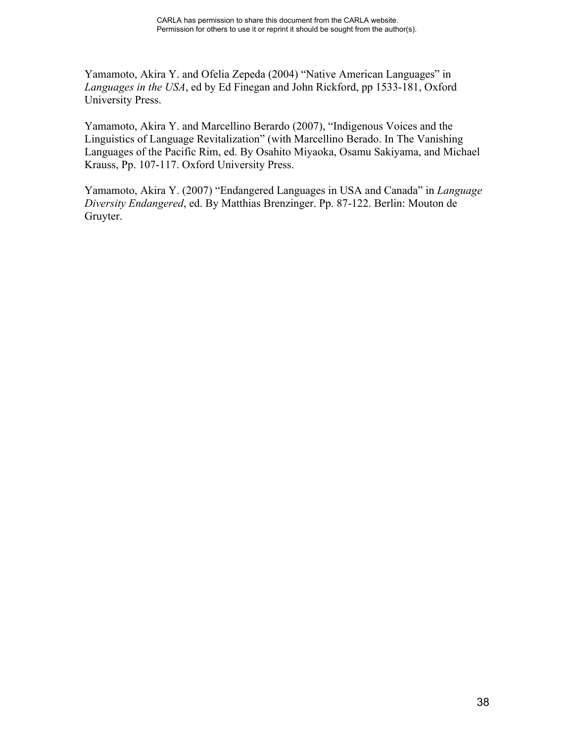Yamamoto, Akira Y. and Ofelia Zepeda (2004) “Native American Languages” in *Languages in the USA*, ed by Ed Finegan and John Rickford, pp 1533-181, Oxford University Press.

Yamamoto, Akira Y. and Marcellino Berardo (2007), “Indigenous Voices and the Linguistics of Language Revitalization” (with Marcellino Berado. In The Vanishing Languages of the Pacific Rim, ed. By Osahito Miyaoka, Osamu Sakiyama, and Michael Krauss, Pp. 107-117. Oxford University Press.

Yamamoto, Akira Y. (2007) “Endangered Languages in USA and Canada” in *Language Diversity Endangered*, ed. By Matthias Brenzinger. Pp. 87-122. Berlin: Mouton de Gruyter.